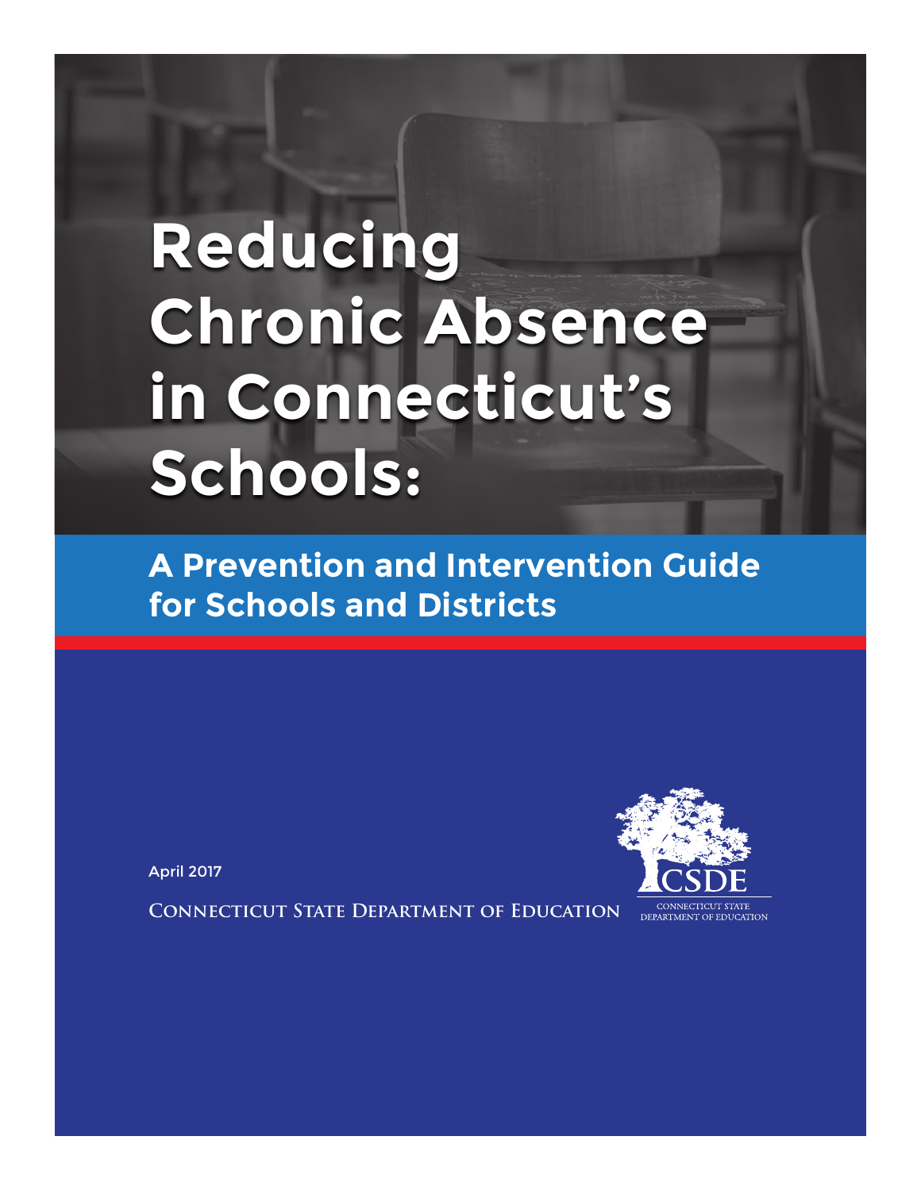# Reducing Chronic Absence in Connecticut's Schools:

## A Prevention and Intervention Guide for Schools and Districts

April 2017

**Connecticut State Department of Education**

CSDE

CONNECTICUT STATE DEPARTMENT OF EDUCATION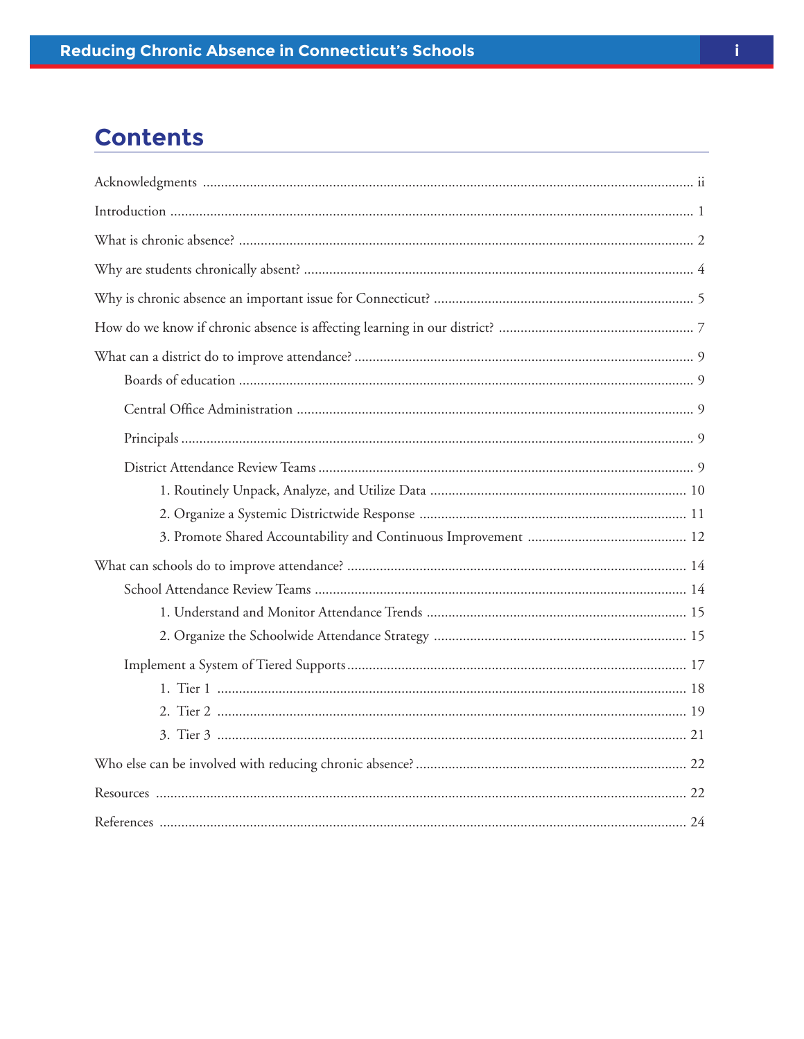# Contents

Acknowledgments ..... ii

Introduction ..... 1

What is chronic absence? ..... 2

Why are students chronically absent? ..... 4

Why is chronic absence an important issue for Connecticut? ..... 5

How do we know if chronic absence is affecting learning in our district? ..... 7

What can a district do to improve attendance? ..... 9

- Boards of education ..... 9
- Central Office Administration ..... 9
- Principals ..... 9
- District Attendance Review Teams ..... 9
    1. Routinely Unpack, Analyze, and Utilize Data ..... 10
    2. Organize a Systemic Districtwide Response ..... 11
    3. Promote Shared Accountability and Continuous Improvement ..... 12

What can schools do to improve attendance? ..... 14

- School Attendance Review Teams ..... 14
    1. Understand and Monitor Attendance Trends ..... 15
    2. Organize the Schoolwide Attendance Strategy ..... 15
- Implement a System of Tiered Supports ..... 17
    1. Tier 1 ..... 18
    2. Tier 2 ..... 19
    3. Tier 3 ..... 21

Who else can be involved with reducing chronic absence? ..... 22

Resources ..... 22

References ..... 24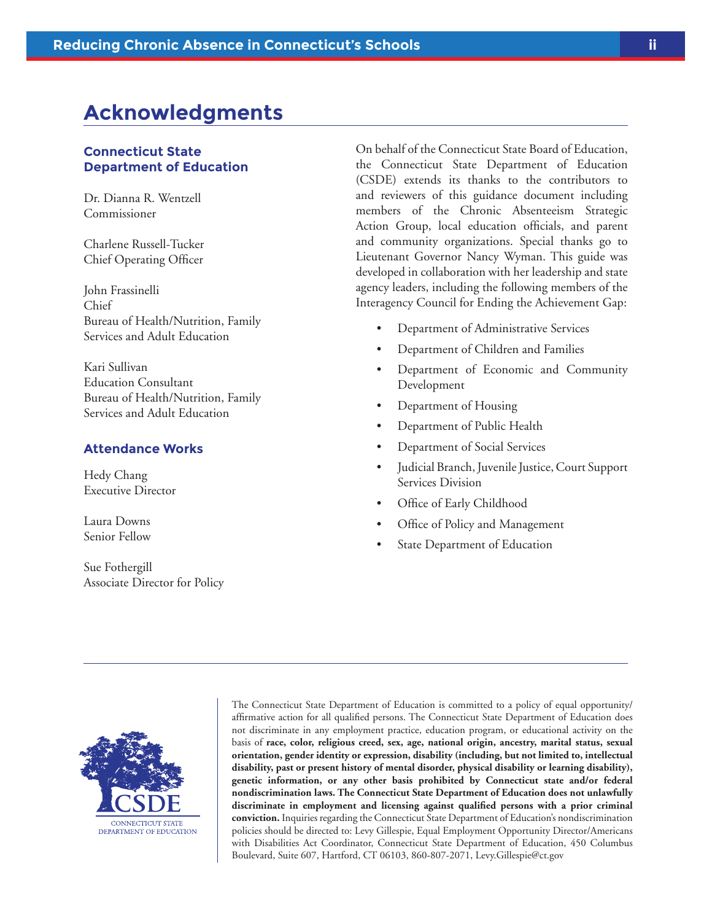# Acknowledgments

### Connecticut State Department of Education

Dr. Dianna R. Wentzell
Commissioner

Charlene Russell-Tucker
Chief Operating Officer

John Frassinelli
Chief
Bureau of Health/Nutrition, Family Services and Adult Education

Kari Sullivan
Education Consultant
Bureau of Health/Nutrition, Family Services and Adult Education

### Attendance Works

Hedy Chang
Executive Director

Laura Downs
Senior Fellow

Sue Fothergill
Associate Director for Policy

On behalf of the Connecticut State Board of Education, the Connecticut State Department of Education (CSDE) extends its thanks to the contributors to and reviewers of this guidance document including members of the Chronic Absenteeism Strategic Action Group, local education officials, and parent and community organizations. Special thanks go to Lieutenant Governor Nancy Wyman. This guide was developed in collaboration with her leadership and state agency leaders, including the following members of the Interagency Council for Ending the Achievement Gap:

- Department of Administrative Services
- Department of Children and Families
- Department of Economic and Community Development
- Department of Housing
- Department of Public Health
- Department of Social Services
- Judicial Branch, Juvenile Justice, Court Support Services Division
- Office of Early Childhood
- Office of Policy and Management
- State Department of Education

CSDE
CONNECTICUT STATE DEPARTMENT OF EDUCATION

The Connecticut State Department of Education is committed to a policy of equal opportunity/affirmative action for all qualified persons. The Connecticut State Department of Education does not discriminate in any employment practice, education program, or educational activity on the basis of **race, color, religious creed, sex, age, national origin, ancestry, marital status, sexual orientation, gender identity or expression, disability (including, but not limited to, intellectual disability, past or present history of mental disorder, physical disability or learning disability), genetic information, or any other basis prohibited by Connecticut state and/or federal nondiscrimination laws. The Connecticut State Department of Education does not unlawfully discriminate in employment and licensing against qualified persons with a prior criminal conviction.** Inquiries regarding the Connecticut State Department of Education's nondiscrimination policies should be directed to: Levy Gillespie, Equal Employment Opportunity Director/Americans with Disabilities Act Coordinator, Connecticut State Department of Education, 450 Columbus Boulevard, Suite 607, Hartford, CT 06103, 860-807-2071, Levy.Gillespie@ct.gov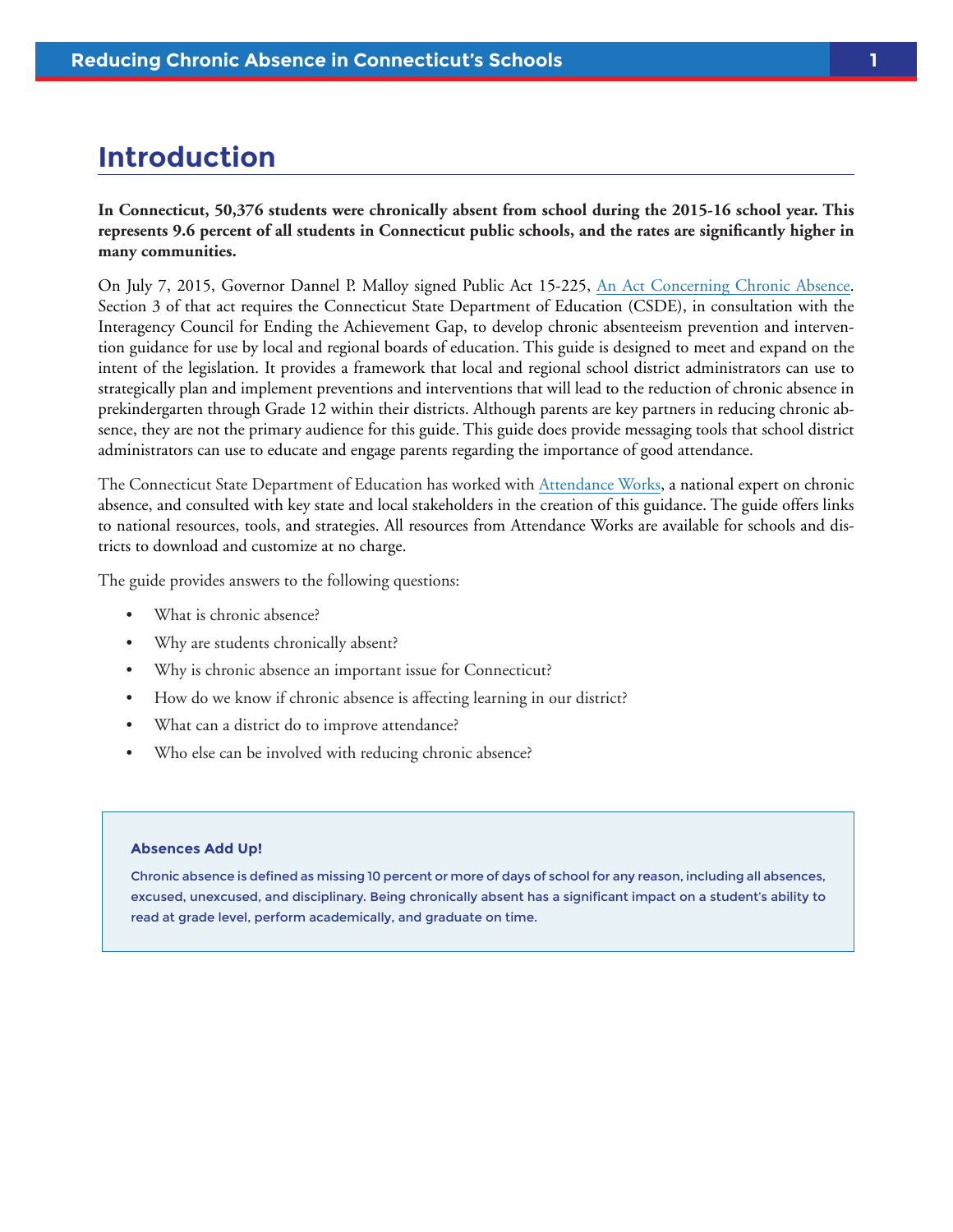# Introduction

**In Connecticut, 50,376 students were chronically absent from school during the 2015-16 school year. This represents 9.6 percent of all students in Connecticut public schools, and the rates are significantly higher in many communities.**

On July 7, 2015, Governor Dannel P. Malloy signed Public Act 15-225, An Act Concerning Chronic Absence. Section 3 of that act requires the Connecticut State Department of Education (CSDE), in consultation with the Interagency Council for Ending the Achievement Gap, to develop chronic absenteeism prevention and intervention guidance for use by local and regional boards of education. This guide is designed to meet and expand on the intent of the legislation. It provides a framework that local and regional school district administrators can use to strategically plan and implement preventions and interventions that will lead to the reduction of chronic absence in prekindergarten through Grade 12 within their districts. Although parents are key partners in reducing chronic absence, they are not the primary audience for this guide. This guide does provide messaging tools that school district administrators can use to educate and engage parents regarding the importance of good attendance.

The Connecticut State Department of Education has worked with Attendance Works, a national expert on chronic absence, and consulted with key state and local stakeholders in the creation of this guidance. The guide offers links to national resources, tools, and strategies. All resources from Attendance Works are available for schools and districts to download and customize at no charge.

The guide provides answers to the following questions:

- What is chronic absence?
- Why are students chronically absent?
- Why is chronic absence an important issue for Connecticut?
- How do we know if chronic absence is affecting learning in our district?
- What can a district do to improve attendance?
- Who else can be involved with reducing chronic absence?

**Absences Add Up!**

Chronic absence is defined as missing 10 percent or more of days of school for any reason, including all absences, excused, unexcused, and disciplinary. Being chronically absent has a significant impact on a student's ability to read at grade level, perform academically, and graduate on time.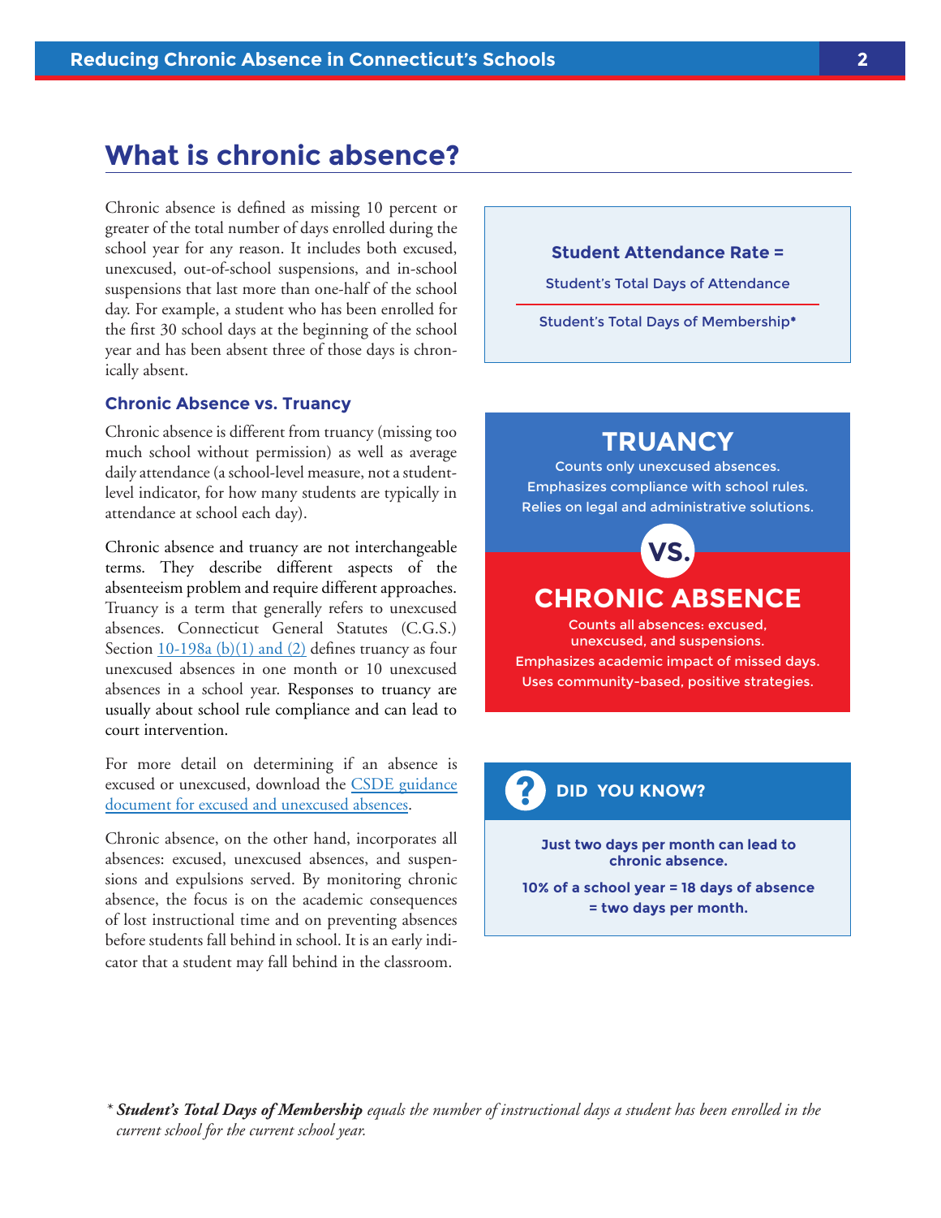## What is chronic absence?

Chronic absence is defined as missing 10 percent or greater of the total number of days enrolled during the school year for any reason. It includes both excused, unexcused, out-of-school suspensions, and in-school suspensions that last more than one-half of the school day. For example, a student who has been enrolled for the first 30 school days at the beginning of the school year and has been absent three of those days is chronically absent.

### Chronic Absence vs. Truancy

Chronic absence is different from truancy (missing too much school without permission) as well as average daily attendance (a school-level measure, not a student-level indicator, for how many students are typically in attendance at school each day).

Chronic absence and truancy are not interchangeable terms. They describe different aspects of the absenteeism problem and require different approaches. Truancy is a term that generally refers to unexcused absences. Connecticut General Statutes (C.G.S.) Section 10-198a (b)(1) and (2) defines truancy as four unexcused absences in one month or 10 unexcused absences in a school year. Responses to truancy are usually about school rule compliance and can lead to court intervention.

For more detail on determining if an absence is excused or unexcused, download the CSDE guidance document for excused and unexcused absences.

Chronic absence, on the other hand, incorporates all absences: excused, unexcused absences, and suspensions and expulsions served. By monitoring chronic absence, the focus is on the academic consequences of lost instructional time and on preventing absences before students fall behind in school. It is an early indicator that a student may fall behind in the classroom.

**Student Attendance Rate =**

$$\frac{\text{Student's Total Days of Attendance}}{\text{Student's Total Days of Membership*}}$$

**TRUANCY**

Counts only unexcused absences.
Emphasizes compliance with school rules.
Relies on legal and administrative solutions.

**VS.**

**CHRONIC ABSENCE**

Counts all absences: excused, unexcused, and suspensions.
Emphasizes academic impact of missed days.
Uses community-based, positive strategies.

**DID YOU KNOW?**

**Just two days per month can lead to chronic absence.**

**10% of a school year = 18 days of absence = two days per month.**

\* ***Student's Total Days of Membership*** *equals the number of instructional days a student has been enrolled in the current school for the current school year.*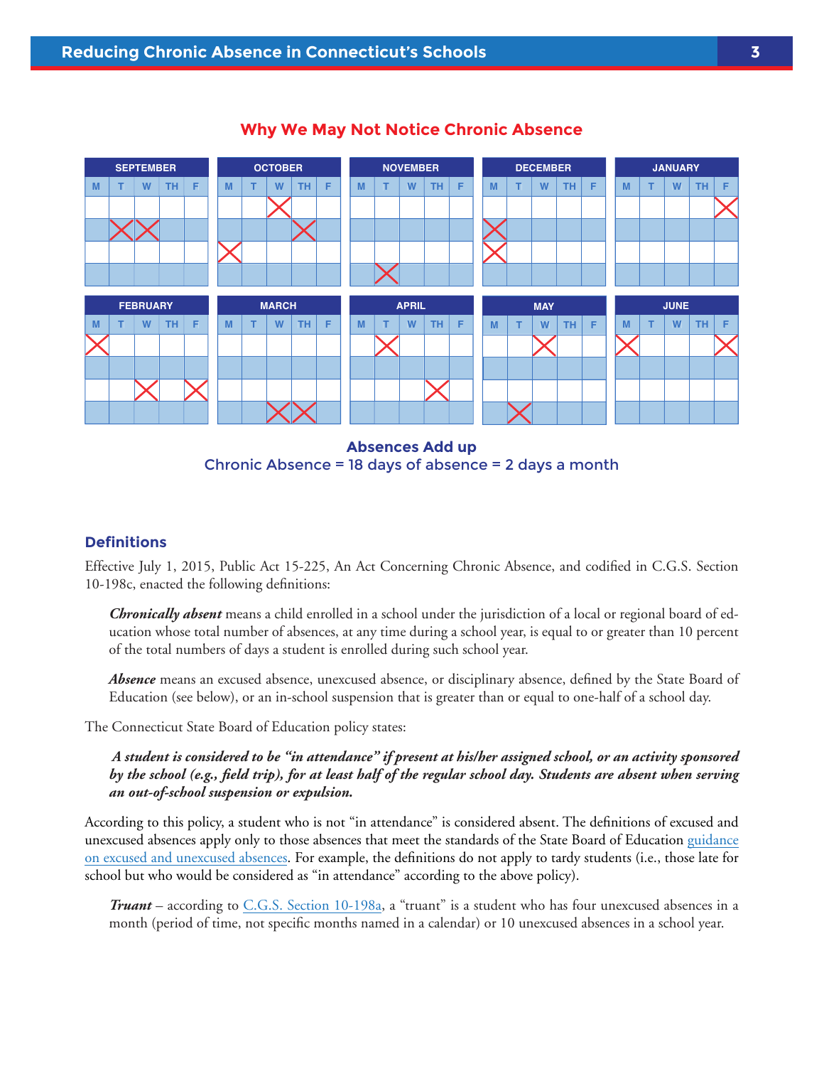## Why We May Not Notice Chronic Absence

| SEPTEMBER | OCTOBER | NOVEMBER | DECEMBER | JANUARY |
|---|---|---|---|---|
| Tue, Wed (week 2) | Wed (week 1), Th (week 2), Mon (week 3) | Tue (week 4) | Mon (week 2), Mon (week 3) | Fri (week 1) |

| FEBRUARY | MARCH | APRIL | MAY | JUNE |
|---|---|---|---|---|
| Mon (week 1), Wed (week 3), Fri (week 3) | Wed (week 4), Th (week 4) | Tue (week 1), Th (week 3) | Wed (week 1), Tue (week 4) | Mon (week 1), Fri (week 1) |

**Absences Add up**
Chronic Absence = 18 days of absence = 2 days a month

### Definitions

Effective July 1, 2015, Public Act 15-225, An Act Concerning Chronic Absence, and codified in C.G.S. Section 10-198c, enacted the following definitions:

> ***Chronically absent*** means a child enrolled in a school under the jurisdiction of a local or regional board of education whose total number of absences, at any time during a school year, is equal to or greater than 10 percent of the total numbers of days a student is enrolled during such school year.
>
> ***Absence*** means an excused absence, unexcused absence, or disciplinary absence, defined by the State Board of Education (see below), or an in-school suspension that is greater than or equal to one-half of a school day.

The Connecticut State Board of Education policy states:

> ***A student is considered to be "in attendance" if present at his/her assigned school, or an activity sponsored by the school (e.g., field trip), for at least half of the regular school day. Students are absent when serving an out-of-school suspension or expulsion.***

According to this policy, a student who is not "in attendance" is considered absent. The definitions of excused and unexcused absences apply only to those absences that meet the standards of the State Board of Education guidance on excused and unexcused absences. For example, the definitions do not apply to tardy students (i.e., those late for school but who would be considered as "in attendance" according to the above policy).

> ***Truant*** – according to C.G.S. Section 10-198a, a "truant" is a student who has four unexcused absences in a month (period of time, not specific months named in a calendar) or 10 unexcused absences in a school year.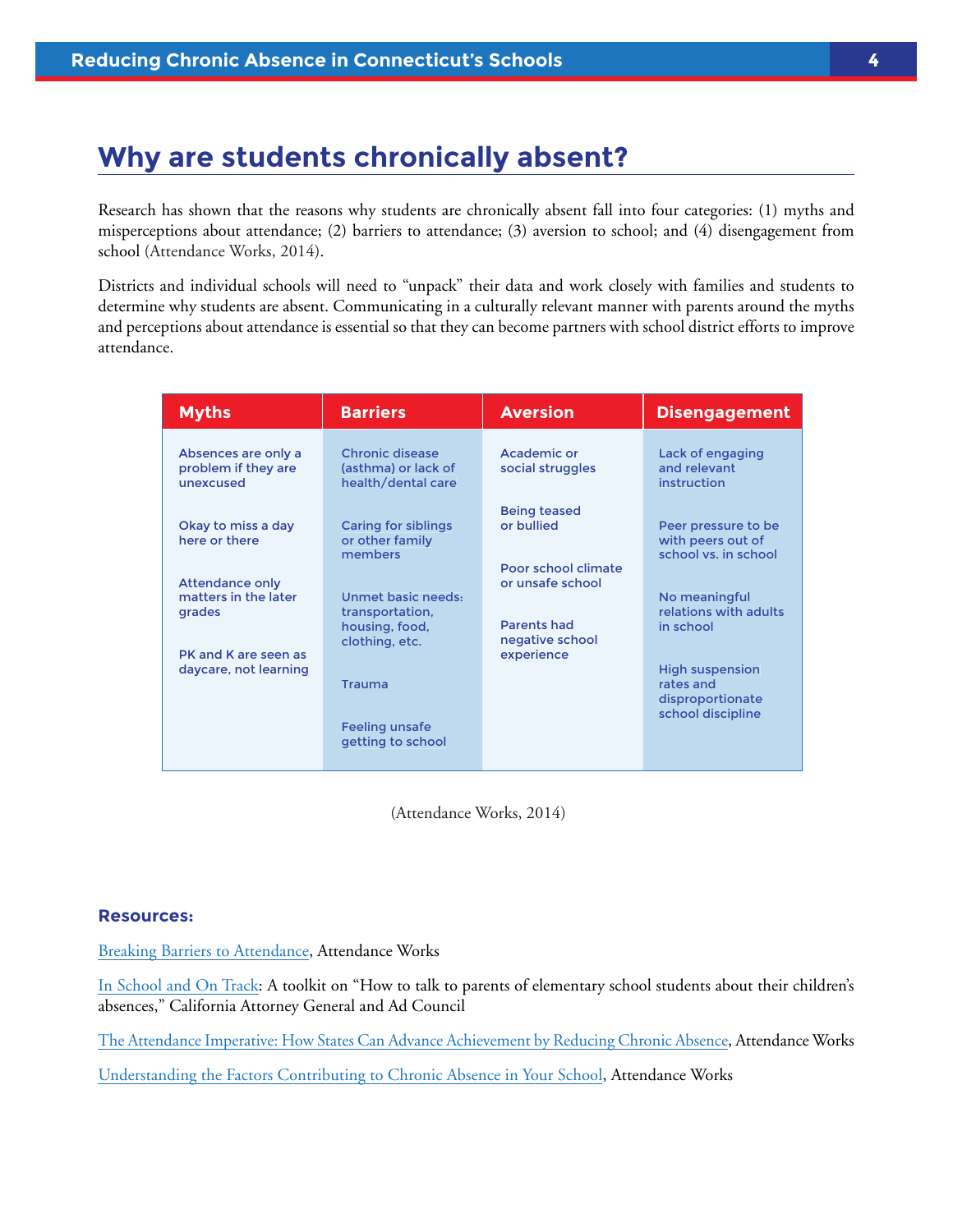## Why are students chronically absent?

Research has shown that the reasons why students are chronically absent fall into four categories: (1) myths and misperceptions about attendance; (2) barriers to attendance; (3) aversion to school; and (4) disengagement from school (Attendance Works, 2014).

Districts and individual schools will need to "unpack" their data and work closely with families and students to determine why students are absent. Communicating in a culturally relevant manner with parents around the myths and perceptions about attendance is essential so that they can become partners with school district efforts to improve attendance.

| Myths | Barriers | Aversion | Disengagement |
|---|---|---|---|
| Absences are only a problem if they are unexcused | Chronic disease (asthma) or lack of health/dental care | Academic or social struggles | Lack of engaging and relevant instruction |
| Okay to miss a day here or there | Caring for siblings or other family members | Being teased or bullied | Peer pressure to be with peers out of school vs. in school |
| Attendance only matters in the later grades | Unmet basic needs: transportation, housing, food, clothing, etc. | Poor school climate or unsafe school | No meaningful relations with adults in school |
| PK and K are seen as daycare, not learning | Trauma | Parents had negative school experience | High suspension rates and disproportionate school discipline |
| | Feeling unsafe getting to school | | |

(Attendance Works, 2014)

### Resources:

Breaking Barriers to Attendance, Attendance Works

In School and On Track: A toolkit on "How to talk to parents of elementary school students about their children's absences," California Attorney General and Ad Council

The Attendance Imperative: How States Can Advance Achievement by Reducing Chronic Absence, Attendance Works

Understanding the Factors Contributing to Chronic Absence in Your School, Attendance Works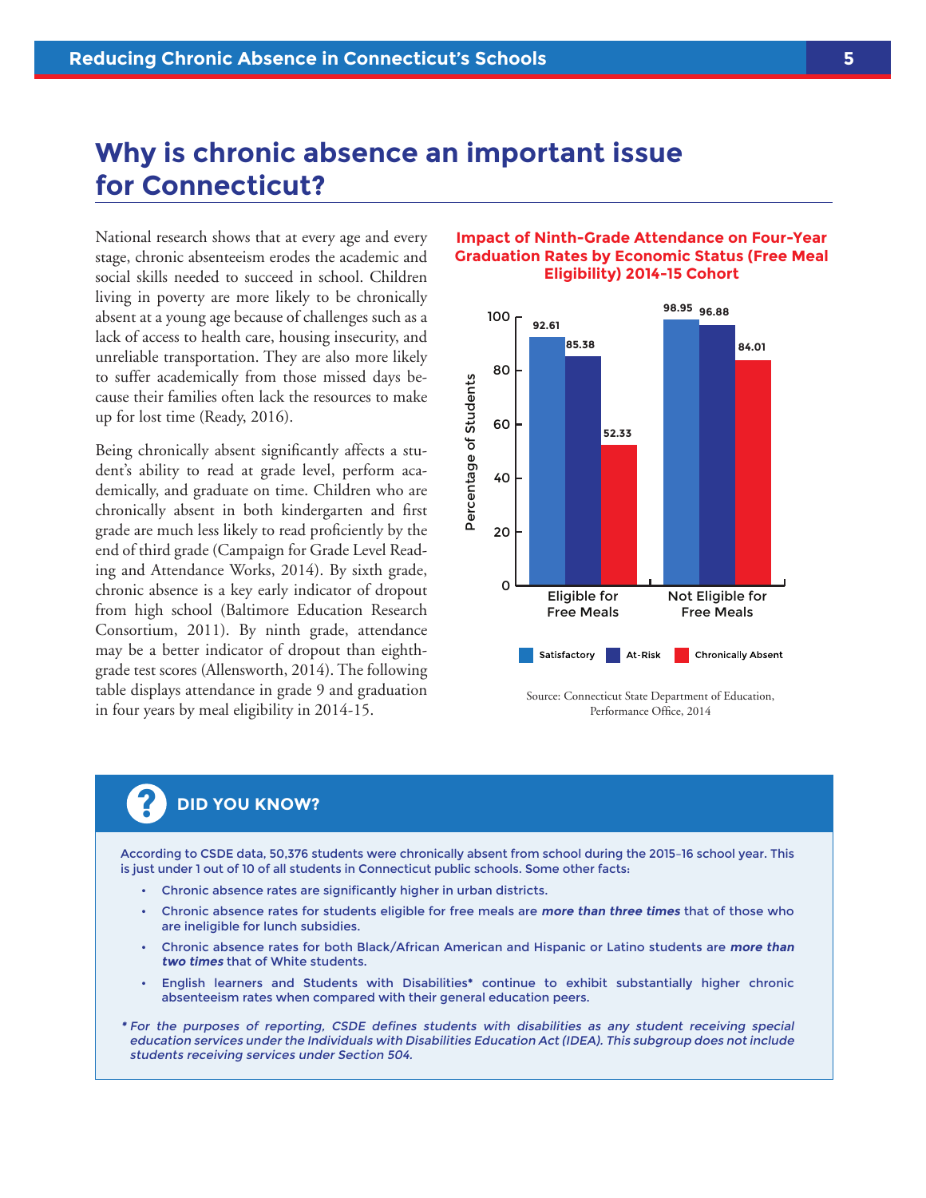## Why is chronic absence an important issue for Connecticut?

National research shows that at every age and every stage, chronic absenteeism erodes the academic and social skills needed to succeed in school. Children living in poverty are more likely to be chronically absent at a young age because of challenges such as a lack of access to health care, housing insecurity, and unreliable transportation. They are also more likely to suffer academically from those missed days because their families often lack the resources to make up for lost time (Ready, 2016).

Being chronically absent significantly affects a student's ability to read at grade level, perform academically, and graduate on time. Children who are chronically absent in both kindergarten and first grade are much less likely to read proficiently by the end of third grade (Campaign for Grade Level Reading and Attendance Works, 2014). By sixth grade, chronic absence is a key early indicator of dropout from high school (Baltimore Education Research Consortium, 2011). By ninth grade, attendance may be a better indicator of dropout than eighth-grade test scores (Allensworth, 2014). The following table displays attendance in grade 9 and graduation in four years by meal eligibility in 2014-15.

**Impact of Ninth-Grade Attendance on Four-Year Graduation Rates by Economic Status (Free Meal Eligibility) 2014-15 Cohort**

| Percentage of Students | Satisfactory | At-Risk | Chronically Absent |
|---|---|---|---|
| Eligible for Free Meals | 92.61 | 85.38 | 52.33 |
| Not Eligible for Free Meals | 98.95 | 96.88 | 84.01 |

Source: Connecticut State Department of Education, Performance Office, 2014

### DID YOU KNOW?

According to CSDE data, 50,376 students were chronically absent from school during the 2015-16 school year. This is just under 1 out of 10 of all students in Connecticut public schools. Some other facts:

- Chronic absence rates are significantly higher in urban districts.
- Chronic absence rates for students eligible for free meals are ***more than three times*** that of those who are ineligible for lunch subsidies.
- Chronic absence rates for both Black/African American and Hispanic or Latino students are ***more than two times*** that of White students.
- English learners and Students with Disabilities* continue to exhibit substantially higher chronic absenteeism rates when compared with their general education peers.

*\* For the purposes of reporting, CSDE defines students with disabilities as any student receiving special education services under the Individuals with Disabilities Education Act (IDEA). This subgroup does not include students receiving services under Section 504.*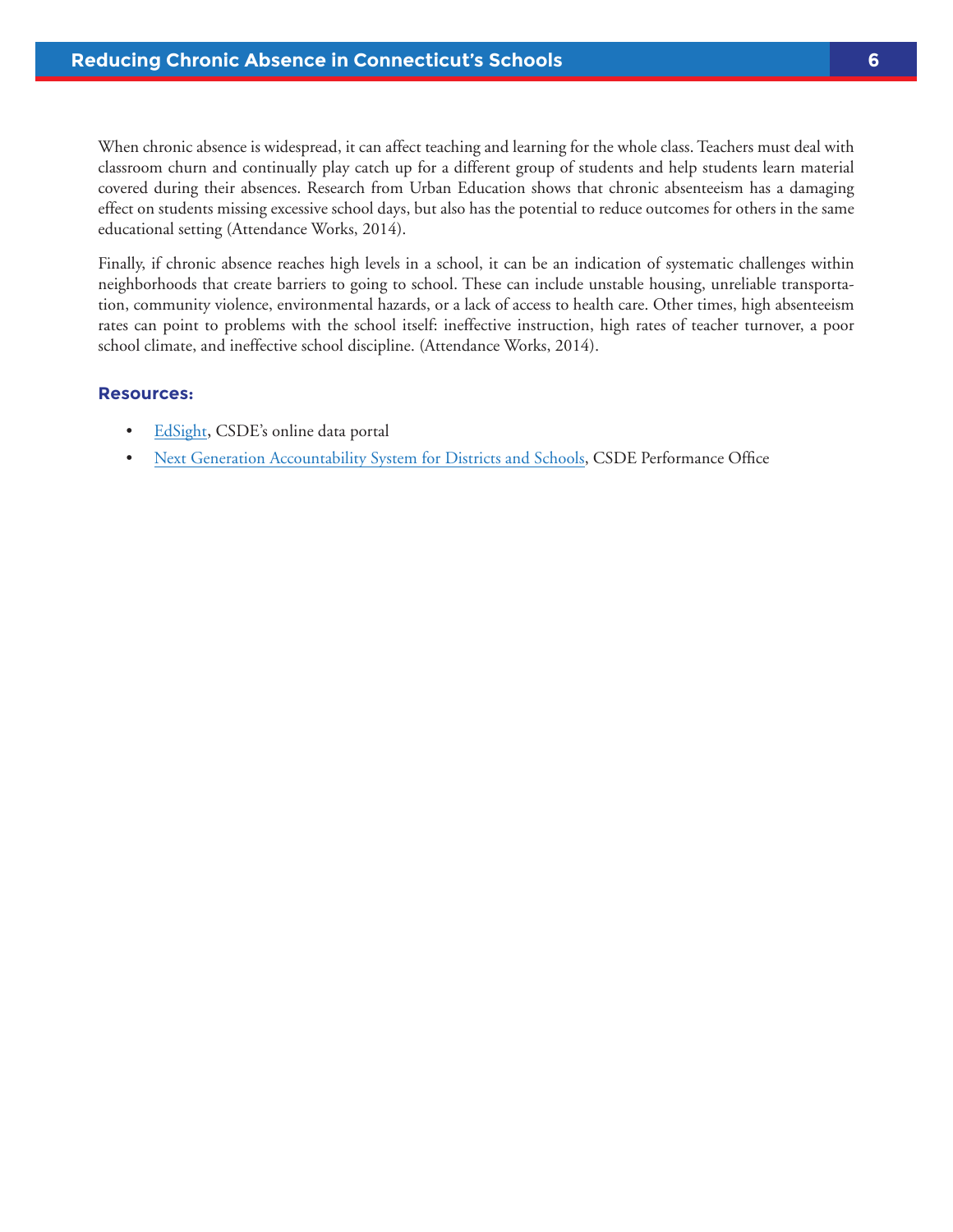When chronic absence is widespread, it can affect teaching and learning for the whole class. Teachers must deal with classroom churn and continually play catch up for a different group of students and help students learn material covered during their absences. Research from Urban Education shows that chronic absenteeism has a damaging effect on students missing excessive school days, but also has the potential to reduce outcomes for others in the same educational setting (Attendance Works, 2014).

Finally, if chronic absence reaches high levels in a school, it can be an indication of systematic challenges within neighborhoods that create barriers to going to school. These can include unstable housing, unreliable transportation, community violence, environmental hazards, or a lack of access to health care. Other times, high absenteeism rates can point to problems with the school itself: ineffective instruction, high rates of teacher turnover, a poor school climate, and ineffective school discipline. (Attendance Works, 2014).

### Resources:

- EdSight, CSDE's online data portal
- Next Generation Accountability System for Districts and Schools, CSDE Performance Office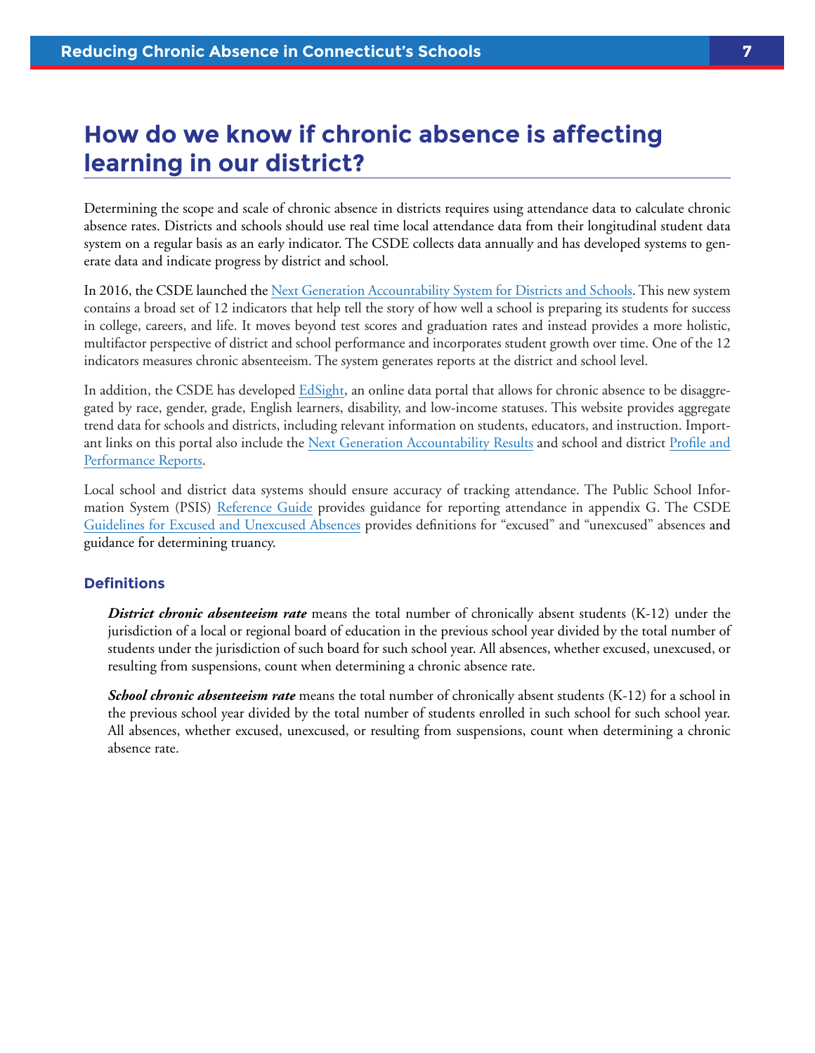# How do we know if chronic absence is affecting learning in our district?

Determining the scope and scale of chronic absence in districts requires using attendance data to calculate chronic absence rates. Districts and schools should use real time local attendance data from their longitudinal student data system on a regular basis as an early indicator. The CSDE collects data annually and has developed systems to generate data and indicate progress by district and school.

In 2016, the CSDE launched the Next Generation Accountability System for Districts and Schools. This new system contains a broad set of 12 indicators that help tell the story of how well a school is preparing its students for success in college, careers, and life. It moves beyond test scores and graduation rates and instead provides a more holistic, multifactor perspective of district and school performance and incorporates student growth over time. One of the 12 indicators measures chronic absenteeism. The system generates reports at the district and school level.

In addition, the CSDE has developed EdSight, an online data portal that allows for chronic absence to be disaggregated by race, gender, grade, English learners, disability, and low-income statuses. This website provides aggregate trend data for schools and districts, including relevant information on students, educators, and instruction. Important links on this portal also include the Next Generation Accountability Results and school and district Profile and Performance Reports.

Local school and district data systems should ensure accuracy of tracking attendance. The Public School Information System (PSIS) Reference Guide provides guidance for reporting attendance in appendix G. The CSDE Guidelines for Excused and Unexcused Absences provides definitions for "excused" and "unexcused" absences and guidance for determining truancy.

### Definitions

***District chronic absenteeism rate*** means the total number of chronically absent students (K-12) under the jurisdiction of a local or regional board of education in the previous school year divided by the total number of students under the jurisdiction of such board for such school year. All absences, whether excused, unexcused, or resulting from suspensions, count when determining a chronic absence rate.

***School chronic absenteeism rate*** means the total number of chronically absent students (K-12) for a school in the previous school year divided by the total number of students enrolled in such school for such school year. All absences, whether excused, unexcused, or resulting from suspensions, count when determining a chronic absence rate.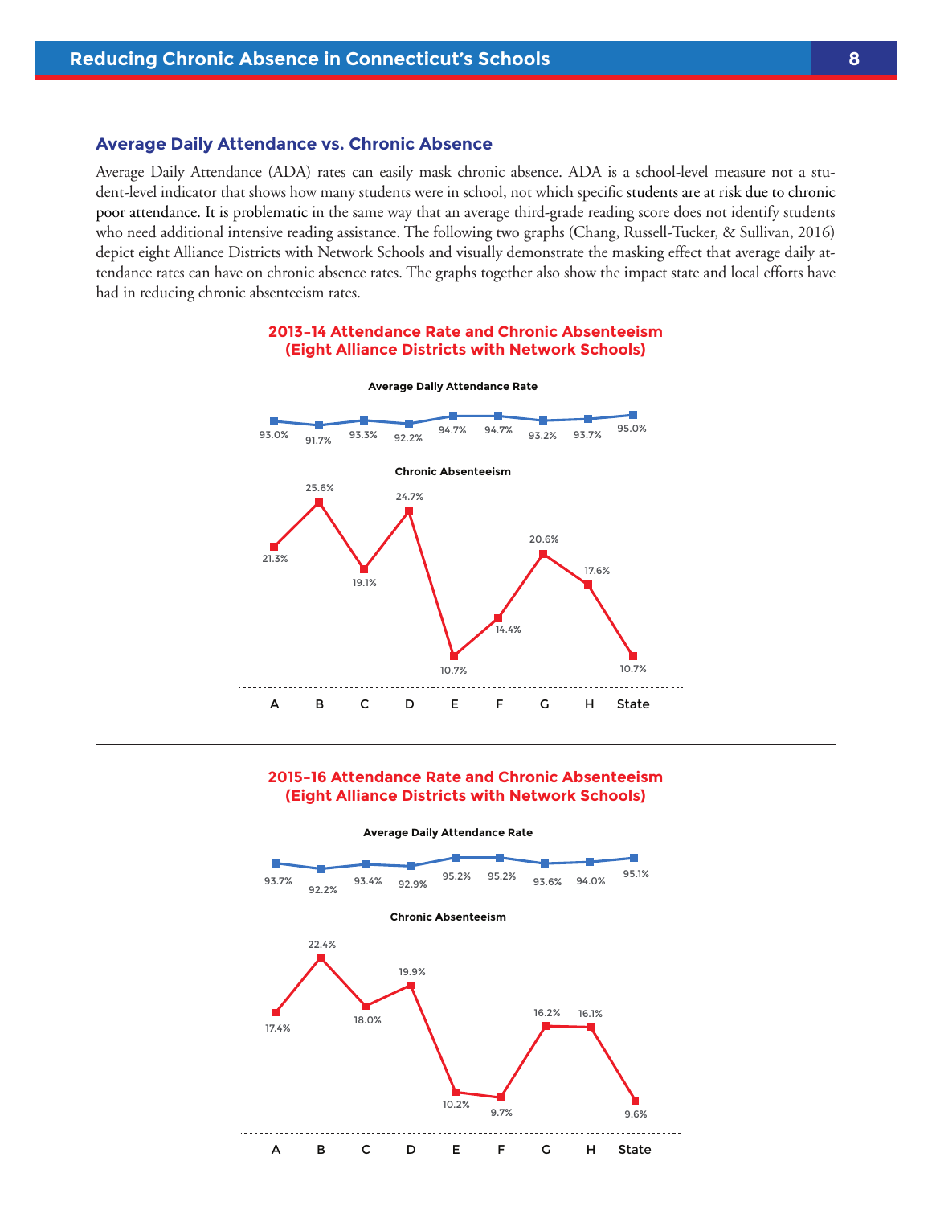## Average Daily Attendance vs. Chronic Absence

Average Daily Attendance (ADA) rates can easily mask chronic absence. ADA is a school-level measure not a student-level indicator that shows how many students were in school, not which specific students are at risk due to chronic poor attendance. It is problematic in the same way that an average third-grade reading score does not identify students who need additional intensive reading assistance. The following two graphs (Chang, Russell-Tucker, & Sullivan, 2016) depict eight Alliance Districts with Network Schools and visually demonstrate the masking effect that average daily attendance rates can have on chronic absence rates. The graphs together also show the impact state and local efforts have had in reducing chronic absenteeism rates.

### 2013–14 Attendance Rate and Chronic Absenteeism (Eight Alliance Districts with Network Schools)

| | A | B | C | D | E | F | G | H | State |
|---|---|---|---|---|---|---|---|---|---|
| Average Daily Attendance Rate | 93.0% | 91.7% | 93.3% | 92.2% | 94.7% | 94.7% | 93.2% | 93.7% | 95.0% |
| Chronic Absenteeism | 21.3% | 25.6% | 19.1% | 24.7% | 10.7% | 14.4% | 20.6% | 17.6% | 10.7% |

### 2015–16 Attendance Rate and Chronic Absenteeism (Eight Alliance Districts with Network Schools)

| | A | B | C | D | E | F | G | H | State |
|---|---|---|---|---|---|---|---|---|---|
| Average Daily Attendance Rate | 93.7% | 92.2% | 93.4% | 92.9% | 95.2% | 95.2% | 93.6% | 94.0% | 95.1% |
| Chronic Absenteeism | 17.4% | 22.4% | 18.0% | 19.9% | 10.2% | 9.7% | 16.2% | 16.1% | 9.6% |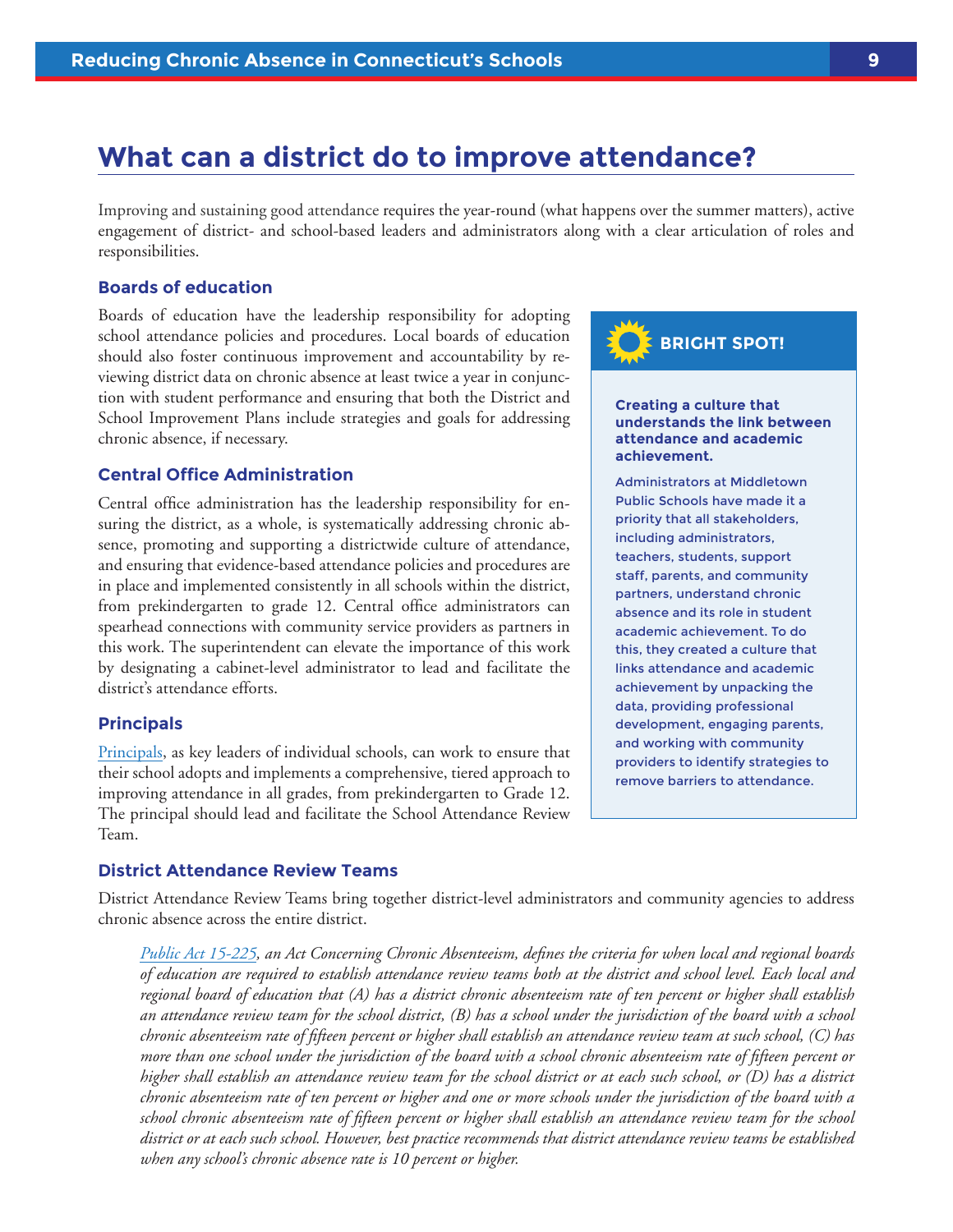# What can a district do to improve attendance?

Improving and sustaining good attendance requires the year-round (what happens over the summer matters), active engagement of district- and school-based leaders and administrators along with a clear articulation of roles and responsibilities.

### Boards of education

Boards of education have the leadership responsibility for adopting school attendance policies and procedures. Local boards of education should also foster continuous improvement and accountability by reviewing district data on chronic absence at least twice a year in conjunction with student performance and ensuring that both the District and School Improvement Plans include strategies and goals for addressing chronic absence, if necessary.

### Central Office Administration

Central office administration has the leadership responsibility for ensuring the district, as a whole, is systematically addressing chronic absence, promoting and supporting a districtwide culture of attendance, and ensuring that evidence-based attendance policies and procedures are in place and implemented consistently in all schools within the district, from prekindergarten to grade 12. Central office administrators can spearhead connections with community service providers as partners in this work. The superintendent can elevate the importance of this work by designating a cabinet-level administrator to lead and facilitate the district's attendance efforts.

### Principals

Principals, as key leaders of individual schools, can work to ensure that their school adopts and implements a comprehensive, tiered approach to improving attendance in all grades, from prekindergarten to Grade 12. The principal should lead and facilitate the School Attendance Review Team.

> **BRIGHT SPOT!**
>
> **Creating a culture that understands the link between attendance and academic achievement.**
>
> Administrators at Middletown Public Schools have made it a priority that all stakeholders, including administrators, teachers, students, support staff, parents, and community partners, understand chronic absence and its role in student academic achievement. To do this, they created a culture that links attendance and academic achievement by unpacking the data, providing professional development, engaging parents, and working with community providers to identify strategies to remove barriers to attendance.

### District Attendance Review Teams

District Attendance Review Teams bring together district-level administrators and community agencies to address chronic absence across the entire district.

*Public Act 15-225, an Act Concerning Chronic Absenteeism, defines the criteria for when local and regional boards of education are required to establish attendance review teams both at the district and school level. Each local and regional board of education that (A) has a district chronic absenteeism rate of ten percent or higher shall establish an attendance review team for the school district, (B) has a school under the jurisdiction of the board with a school chronic absenteeism rate of fifteen percent or higher shall establish an attendance review team at such school, (C) has more than one school under the jurisdiction of the board with a school chronic absenteeism rate of fifteen percent or higher shall establish an attendance review team for the school district or at each such school, or (D) has a district chronic absenteeism rate of ten percent or higher and one or more schools under the jurisdiction of the board with a school chronic absenteeism rate of fifteen percent or higher shall establish an attendance review team for the school district or at each such school. However, best practice recommends that district attendance review teams be established when any school's chronic absence rate is 10 percent or higher.*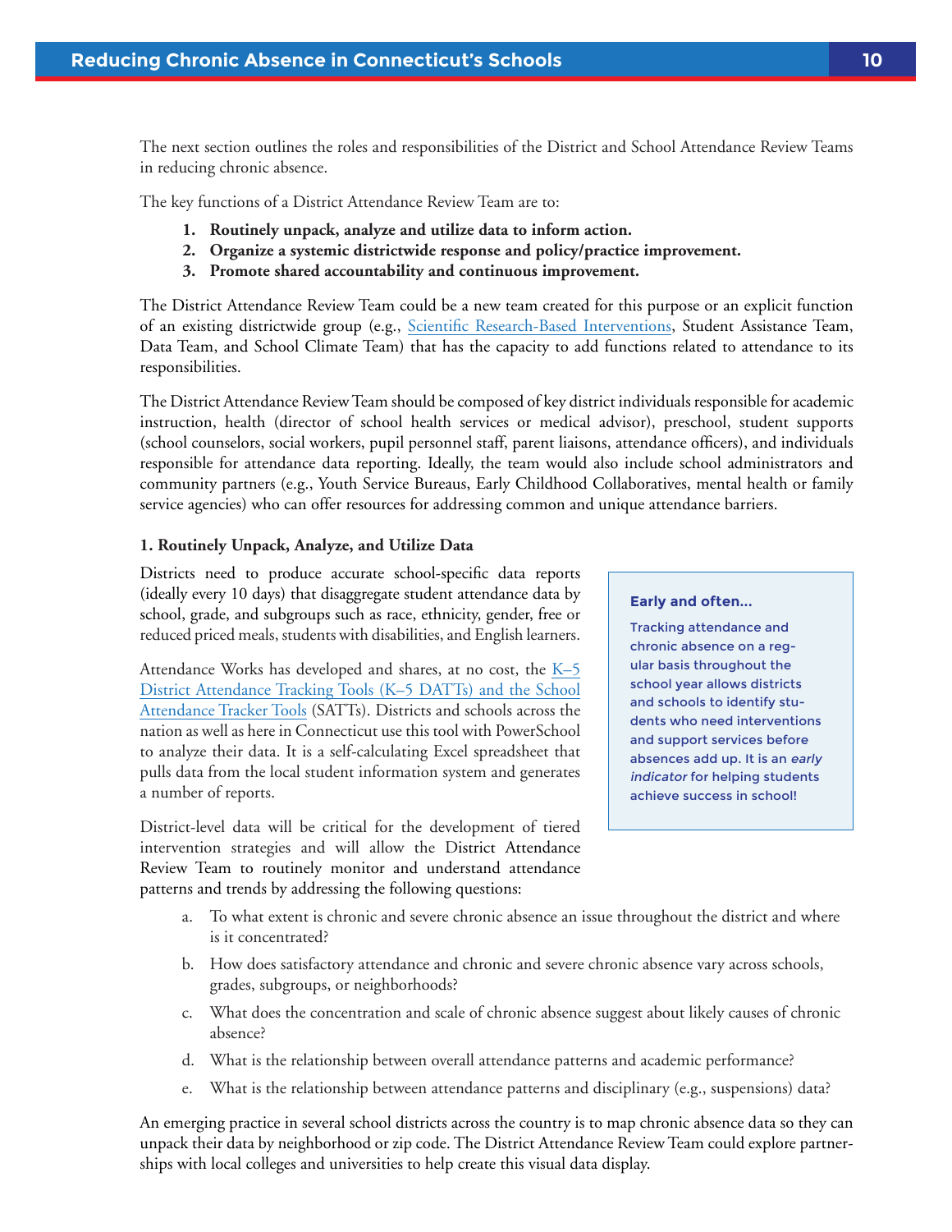The next section outlines the roles and responsibilities of the District and School Attendance Review Teams in reducing chronic absence.

The key functions of a District Attendance Review Team are to:

1. **Routinely unpack, analyze and utilize data to inform action.**
2. **Organize a systemic districtwide response and policy/practice improvement.**
3. **Promote shared accountability and continuous improvement.**

The District Attendance Review Team could be a new team created for this purpose or an explicit function of an existing districtwide group (e.g., Scientific Research-Based Interventions, Student Assistance Team, Data Team, and School Climate Team) that has the capacity to add functions related to attendance to its responsibilities.

The District Attendance Review Team should be composed of key district individuals responsible for academic instruction, health (director of school health services or medical advisor), preschool, student supports (school counselors, social workers, pupil personnel staff, parent liaisons, attendance officers), and individuals responsible for attendance data reporting. Ideally, the team would also include school administrators and community partners (e.g., Youth Service Bureaus, Early Childhood Collaboratives, mental health or family service agencies) who can offer resources for addressing common and unique attendance barriers.

#### 1. Routinely Unpack, Analyze, and Utilize Data

Districts need to produce accurate school-specific data reports (ideally every 10 days) that disaggregate student attendance data by school, grade, and subgroups such as race, ethnicity, gender, free or reduced priced meals, students with disabilities, and English learners.

Attendance Works has developed and shares, at no cost, the K–5 District Attendance Tracking Tools (K–5 DATTs) and the School Attendance Tracker Tools (SATTs). Districts and schools across the nation as well as here in Connecticut use this tool with PowerSchool to analyze their data. It is a self-calculating Excel spreadsheet that pulls data from the local student information system and generates a number of reports.

> **Early and often...**
>
> Tracking attendance and chronic absence on a regular basis throughout the school year allows districts and schools to identify students who need interventions and support services before absences add up. It is an *early indicator* for helping students achieve success in school!

District-level data will be critical for the development of tiered intervention strategies and will allow the District Attendance Review Team to routinely monitor and understand attendance patterns and trends by addressing the following questions:

a. To what extent is chronic and severe chronic absence an issue throughout the district and where is it concentrated?

b. How does satisfactory attendance and chronic and severe chronic absence vary across schools, grades, subgroups, or neighborhoods?

c. What does the concentration and scale of chronic absence suggest about likely causes of chronic absence?

d. What is the relationship between overall attendance patterns and academic performance?

e. What is the relationship between attendance patterns and disciplinary (e.g., suspensions) data?

An emerging practice in several school districts across the country is to map chronic absence data so they can unpack their data by neighborhood or zip code. The District Attendance Review Team could explore partnerships with local colleges and universities to help create this visual data display.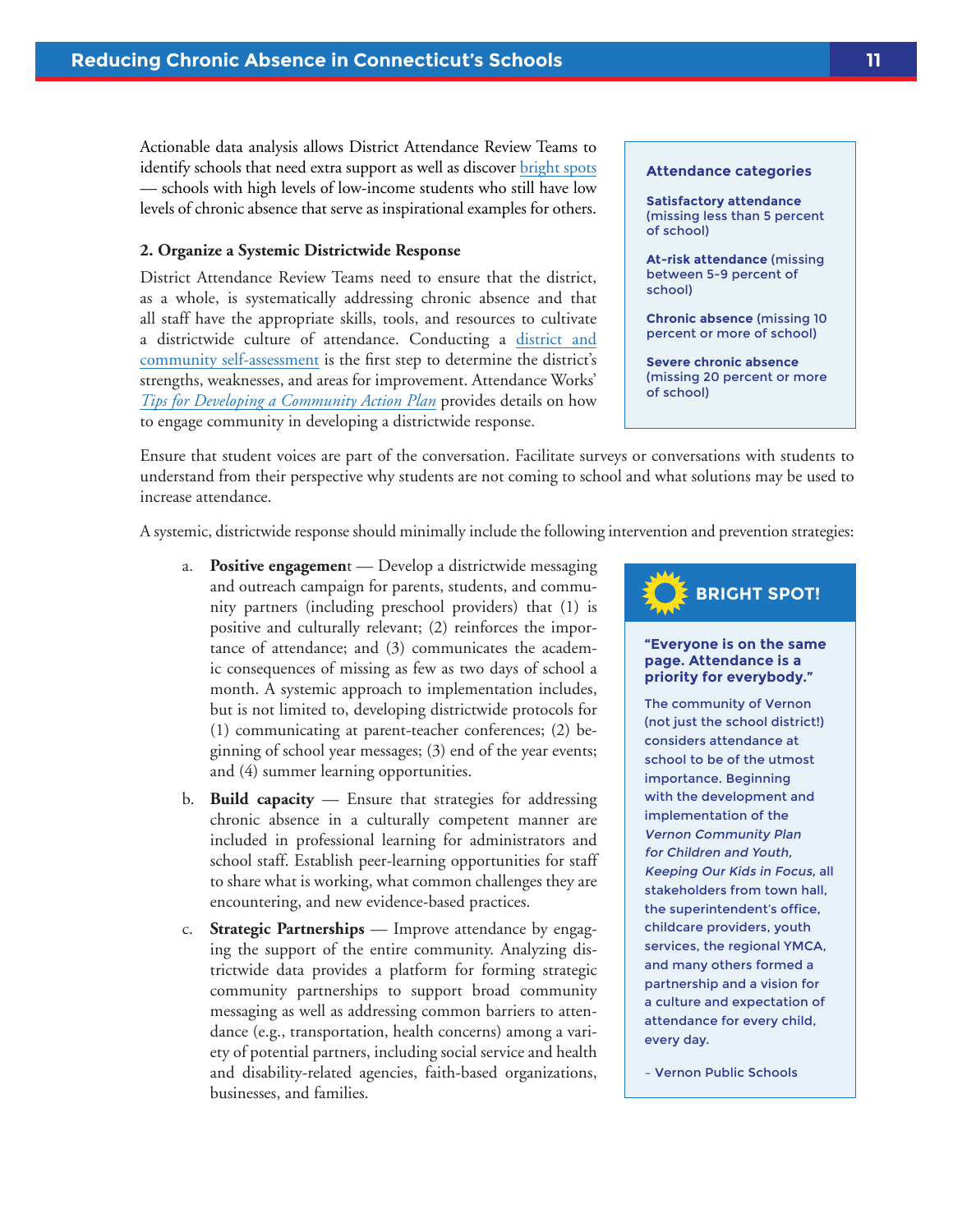Actionable data analysis allows District Attendance Review Teams to identify schools that need extra support as well as discover [bright spots] — schools with high levels of low-income students who still have low levels of chronic absence that serve as inspirational examples for others.

**Attendance categories**

**Satisfactory attendance** (missing less than 5 percent of school)

**At-risk attendance** (missing between 5-9 percent of school)

**Chronic absence** (missing 10 percent or more of school)

**Severe chronic absence** (missing 20 percent or more of school)

### 2. Organize a Systemic Districtwide Response

District Attendance Review Teams need to ensure that the district, as a whole, is systematically addressing chronic absence and that all staff have the appropriate skills, tools, and resources to cultivate a districtwide culture of attendance. Conducting a district and community self-assessment is the first step to determine the district's strengths, weaknesses, and areas for improvement. Attendance Works' *Tips for Developing a Community Action Plan* provides details on how to engage community in developing a districtwide response.

Ensure that student voices are part of the conversation. Facilitate surveys or conversations with students to understand from their perspective why students are not coming to school and what solutions may be used to increase attendance.

A systemic, districtwide response should minimally include the following intervention and prevention strategies:

a. **Positive engagement** — Develop a districtwide messaging and outreach campaign for parents, students, and community partners (including preschool providers) that (1) is positive and culturally relevant; (2) reinforces the importance of attendance; and (3) communicates the academic consequences of missing as few as two days of school a month. A systemic approach to implementation includes, but is not limited to, developing districtwide protocols for (1) communicating at parent-teacher conferences; (2) beginning of school year messages; (3) end of the year events; and (4) summer learning opportunities.

b. **Build capacity** — Ensure that strategies for addressing chronic absence in a culturally competent manner are included in professional learning for administrators and school staff. Establish peer-learning opportunities for staff to share what is working, what common challenges they are encountering, and new evidence-based practices.

c. **Strategic Partnerships** — Improve attendance by engaging the support of the entire community. Analyzing districtwide data provides a platform for forming strategic community partnerships to support broad community messaging as well as addressing common barriers to attendance (e.g., transportation, health concerns) among a variety of potential partners, including social service and health and disability-related agencies, faith-based organizations, businesses, and families.

**BRIGHT SPOT!**

**"Everyone is on the same page. Attendance is a priority for everybody."**

The community of Vernon (not just the school district!) considers attendance at school to be of the utmost importance. Beginning with the development and implementation of the *Vernon Community Plan for Children and Youth, Keeping Our Kids in Focus,* all stakeholders from town hall, the superintendent's office, childcare providers, youth services, the regional YMCA, and many others formed a partnership and a vision for a culture and expectation of attendance for every child, every day.

– Vernon Public Schools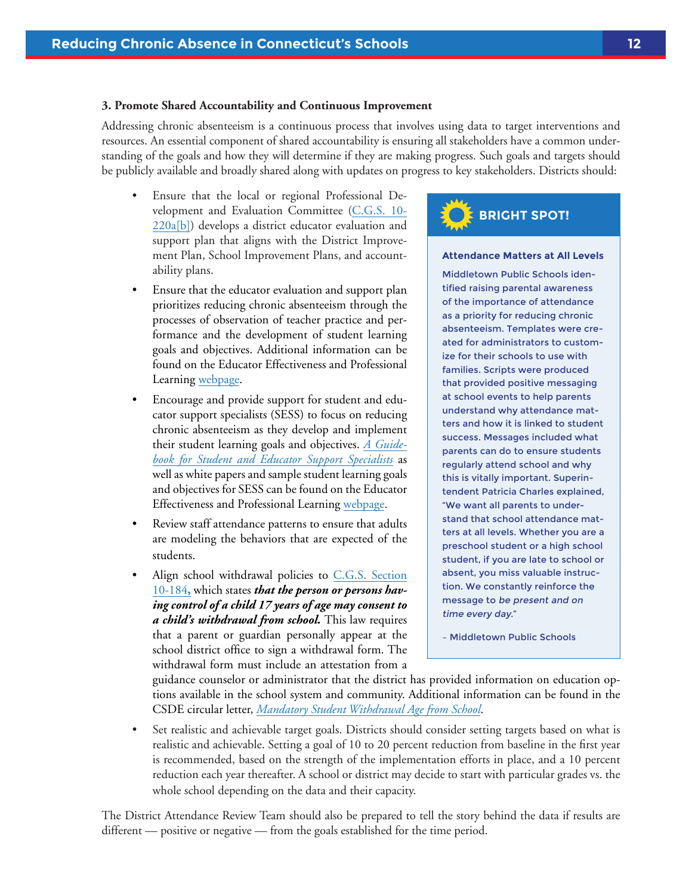**3. Promote Shared Accountability and Continuous Improvement**

Addressing chronic absenteeism is a continuous process that involves using data to target interventions and resources. An essential component of shared accountability is ensuring all stakeholders have a common understanding of the goals and how they will determine if they are making progress. Such goals and targets should be publicly available and broadly shared along with updates on progress to key stakeholders. Districts should:

- Ensure that the local or regional Professional Development and Evaluation Committee ([C.G.S. 10-220a[b]]()) develops a district educator evaluation and support plan that aligns with the District Improvement Plan, School Improvement Plans, and accountability plans.
- Ensure that the educator evaluation and support plan prioritizes reducing chronic absenteeism through the processes of observation of teacher practice and performance and the development of student learning goals and objectives. Additional information can be found on the Educator Effectiveness and Professional Learning [webpage]().
- Encourage and provide support for student and educator support specialists (SESS) to focus on reducing chronic absenteeism as they develop and implement their student learning goals and objectives. *[A Guidebook for Student and Educator Support Specialists]()* as well as white papers and sample student learning goals and objectives for SESS can be found on the Educator Effectiveness and Professional Learning [webpage]().
- Review staff attendance patterns to ensure that adults are modeling the behaviors that are expected of the students.
- Align school withdrawal policies to [C.G.S. Section 10-184](), which states ***that the person or persons having control of a child 17 years of age may consent to a child's withdrawal from school.*** This law requires that a parent or guardian personally appear at the school district office to sign a withdrawal form. The withdrawal form must include an attestation from a guidance counselor or administrator that the district has provided information on education options available in the school system and community. Additional information can be found in the CSDE circular letter, *[Mandatory Student Withdrawal Age from School]()*.
- Set realistic and achievable target goals. Districts should consider setting targets based on what is realistic and achievable. Setting a goal of 10 to 20 percent reduction from baseline in the first year is recommended, based on the strength of the implementation efforts in place, and a 10 percent reduction each year thereafter. A school or district may decide to start with particular grades vs. the whole school depending on the data and their capacity.

The District Attendance Review Team should also be prepared to tell the story behind the data if results are different — positive or negative — from the goals established for the time period.

> **BRIGHT SPOT!**
>
> **Attendance Matters at All Levels**
>
> Middletown Public Schools identified raising parental awareness of the importance of attendance as a priority for reducing chronic absenteeism. Templates were created for administrators to customize for their schools to use with families. Scripts were produced that provided positive messaging at school events to help parents understand why attendance matters and how it is linked to student success. Messages included what parents can do to ensure students regularly attend school and why this is vitally important. Superintendent Patricia Charles explained, "We want all parents to understand that school attendance matters at all levels. Whether you are a preschool student or a high school student, if you are late to school or absent, you miss valuable instruction. We constantly reinforce the message to *be present and on time every day*."
>
> – Middletown Public Schools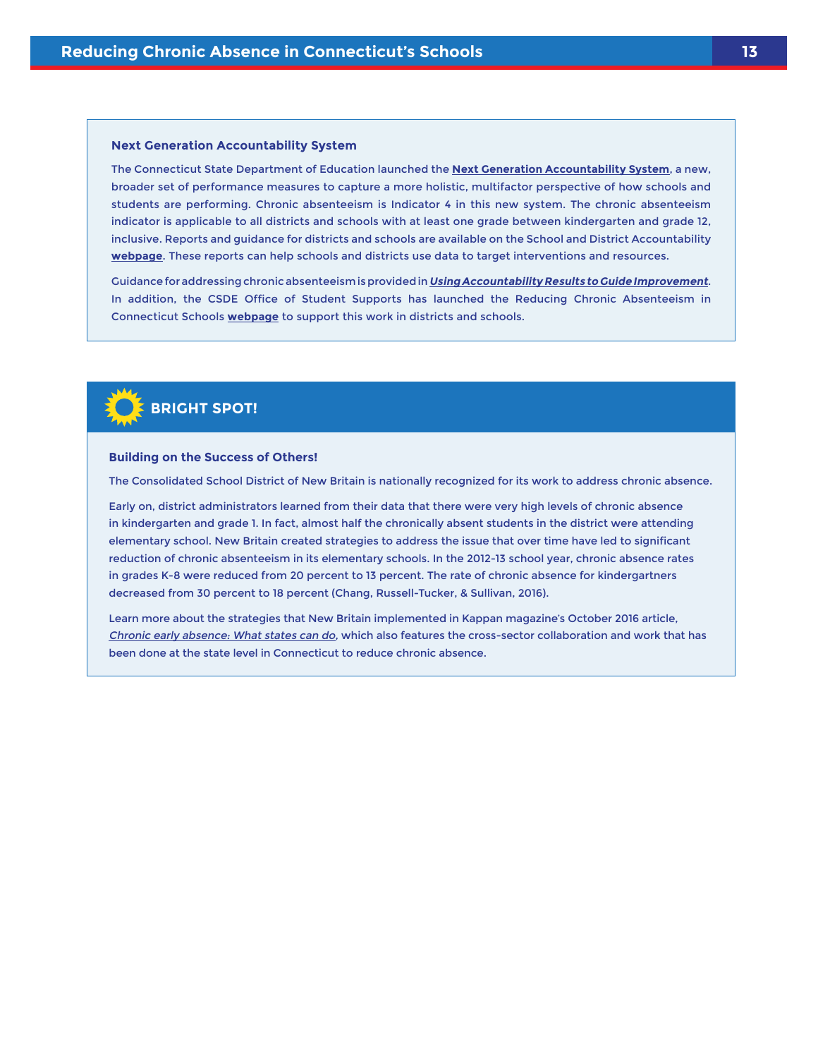### Next Generation Accountability System

The Connecticut State Department of Education launched the **Next Generation Accountability System**, a new, broader set of performance measures to capture a more holistic, multifactor perspective of how schools and students are performing. Chronic absenteeism is Indicator 4 in this new system. The chronic absenteeism indicator is applicable to all districts and schools with at least one grade between kindergarten and grade 12, inclusive. Reports and guidance for districts and schools are available on the School and District Accountability **webpage**. These reports can help schools and districts use data to target interventions and resources.

Guidance for addressing chronic absenteeism is provided in ***Using Accountability Results to Guide Improvement***. In addition, the CSDE Office of Student Supports has launched the Reducing Chronic Absenteeism in Connecticut Schools **webpage** to support this work in districts and schools.

## BRIGHT SPOT!

### Building on the Success of Others!

The Consolidated School District of New Britain is nationally recognized for its work to address chronic absence.

Early on, district administrators learned from their data that there were very high levels of chronic absence in kindergarten and grade 1. In fact, almost half the chronically absent students in the district were attending elementary school. New Britain created strategies to address the issue that over time have led to significant reduction of chronic absenteeism in its elementary schools. In the 2012-13 school year, chronic absence rates in grades K-8 were reduced from 20 percent to 13 percent. The rate of chronic absence for kindergartners decreased from 30 percent to 18 percent (Chang, Russell-Tucker, & Sullivan, 2016).

Learn more about the strategies that New Britain implemented in Kappan magazine's October 2016 article, *Chronic early absence: What states can do*, which also features the cross-sector collaboration and work that has been done at the state level in Connecticut to reduce chronic absence.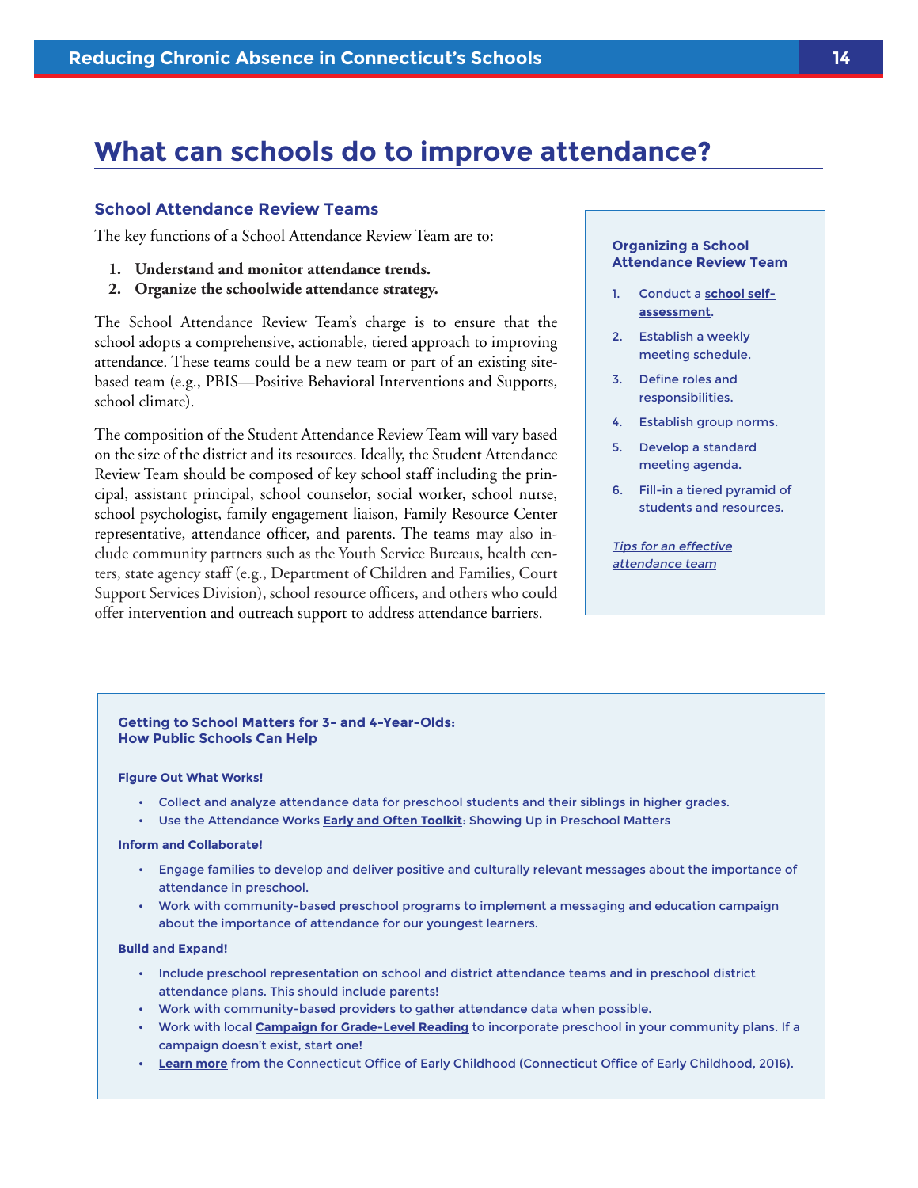# What can schools do to improve attendance?

## School Attendance Review Teams

The key functions of a School Attendance Review Team are to:

1. **Understand and monitor attendance trends.**
2. **Organize the schoolwide attendance strategy.**

The School Attendance Review Team's charge is to ensure that the school adopts a comprehensive, actionable, tiered approach to improving attendance. These teams could be a new team or part of an existing site-based team (e.g., PBIS—Positive Behavioral Interventions and Supports, school climate).

The composition of the Student Attendance Review Team will vary based on the size of the district and its resources. Ideally, the Student Attendance Review Team should be composed of key school staff including the principal, assistant principal, school counselor, social worker, school nurse, school psychologist, family engagement liaison, Family Resource Center representative, attendance officer, and parents. The teams may also include community partners such as the Youth Service Bureaus, health centers, state agency staff (e.g., Department of Children and Families, Court Support Services Division), school resource officers, and others who could offer intervention and outreach support to address attendance barriers.

### Organizing a School Attendance Review Team

1. Conduct a **school self-assessment**.
2. Establish a weekly meeting schedule.
3. Define roles and responsibilities.
4. Establish group norms.
5. Develop a standard meeting agenda.
6. Fill-in a tiered pyramid of students and resources.

*Tips for an effective attendance team*

### Getting to School Matters for 3- and 4-Year-Olds: How Public Schools Can Help

**Figure Out What Works!**

- Collect and analyze attendance data for preschool students and their siblings in higher grades.
- Use the Attendance Works **Early and Often Toolkit**: Showing Up in Preschool Matters

**Inform and Collaborate!**

- Engage families to develop and deliver positive and culturally relevant messages about the importance of attendance in preschool.
- Work with community-based preschool programs to implement a messaging and education campaign about the importance of attendance for our youngest learners.

**Build and Expand!**

- Include preschool representation on school and district attendance teams and in preschool district attendance plans. This should include parents!
- Work with community-based providers to gather attendance data when possible.
- Work with local **Campaign for Grade-Level Reading** to incorporate preschool in your community plans. If a campaign doesn't exist, start one!
- **Learn more** from the Connecticut Office of Early Childhood (Connecticut Office of Early Childhood, 2016).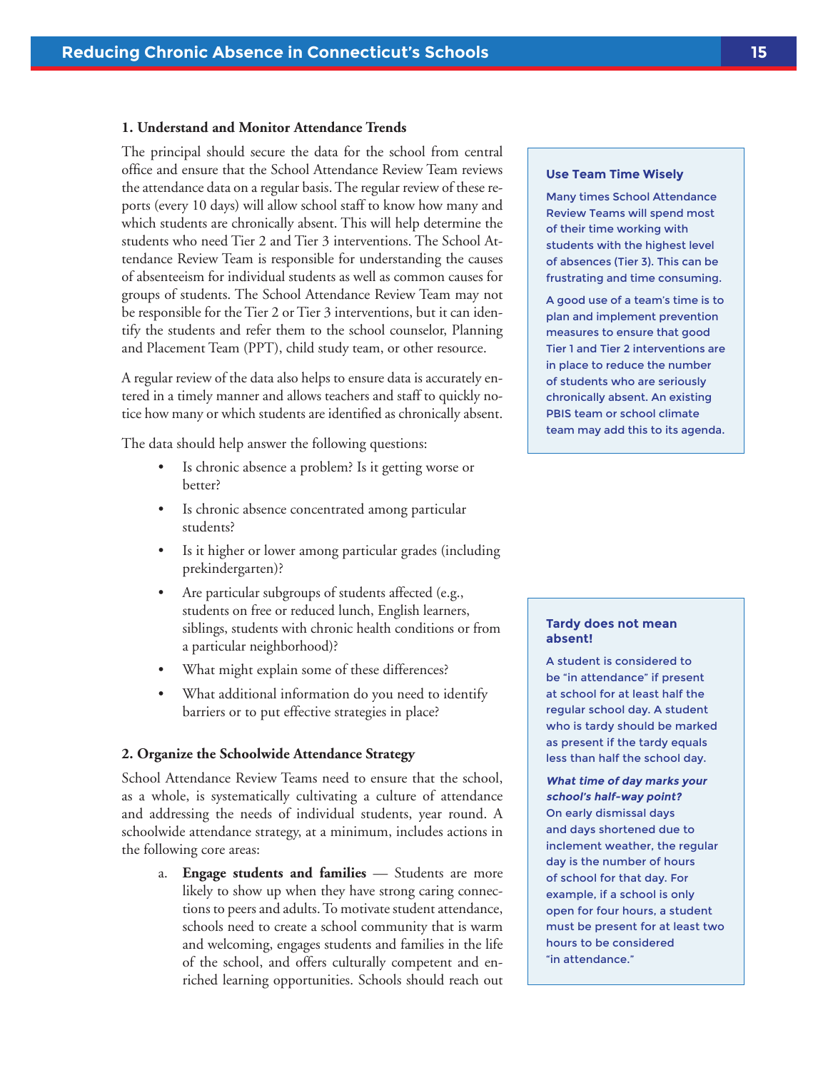### 1. Understand and Monitor Attendance Trends

The principal should secure the data for the school from central office and ensure that the School Attendance Review Team reviews the attendance data on a regular basis. The regular review of these reports (every 10 days) will allow school staff to know how many and which students are chronically absent. This will help determine the students who need Tier 2 and Tier 3 interventions. The School Attendance Review Team is responsible for understanding the causes of absenteeism for individual students as well as common causes for groups of students. The School Attendance Review Team may not be responsible for the Tier 2 or Tier 3 interventions, but it can identify the students and refer them to the school counselor, Planning and Placement Team (PPT), child study team, or other resource.

A regular review of the data also helps to ensure data is accurately entered in a timely manner and allows teachers and staff to quickly notice how many or which students are identified as chronically absent.

The data should help answer the following questions:

- Is chronic absence a problem? Is it getting worse or better?
- Is chronic absence concentrated among particular students?
- Is it higher or lower among particular grades (including prekindergarten)?
- Are particular subgroups of students affected (e.g., students on free or reduced lunch, English learners, siblings, students with chronic health conditions or from a particular neighborhood)?
- What might explain some of these differences?
- What additional information do you need to identify barriers or to put effective strategies in place?

### 2. Organize the Schoolwide Attendance Strategy

School Attendance Review Teams need to ensure that the school, as a whole, is systematically cultivating a culture of attendance and addressing the needs of individual students, year round. A schoolwide attendance strategy, at a minimum, includes actions in the following core areas:

a. **Engage students and families** — Students are more likely to show up when they have strong caring connections to peers and adults. To motivate student attendance, schools need to create a school community that is warm and welcoming, engages students and families in the life of the school, and offers culturally competent and enriched learning opportunities. Schools should reach out

**Use Team Time Wisely**

Many times School Attendance Review Teams will spend most of their time working with students with the highest level of absences (Tier 3). This can be frustrating and time consuming.

A good use of a team's time is to plan and implement prevention measures to ensure that good Tier 1 and Tier 2 interventions are in place to reduce the number of students who are seriously chronically absent. An existing PBIS team or school climate team may add this to its agenda.

**Tardy does not mean absent!**

A student is considered to be "in attendance" if present at school for at least half the regular school day. A student who is tardy should be marked as present if the tardy equals less than half the school day.

***What time of day marks your school's half-way point?*** On early dismissal days and days shortened due to inclement weather, the regular day is the number of hours of school for that day. For example, if a school is only open for four hours, a student must be present for at least two hours to be considered "in attendance."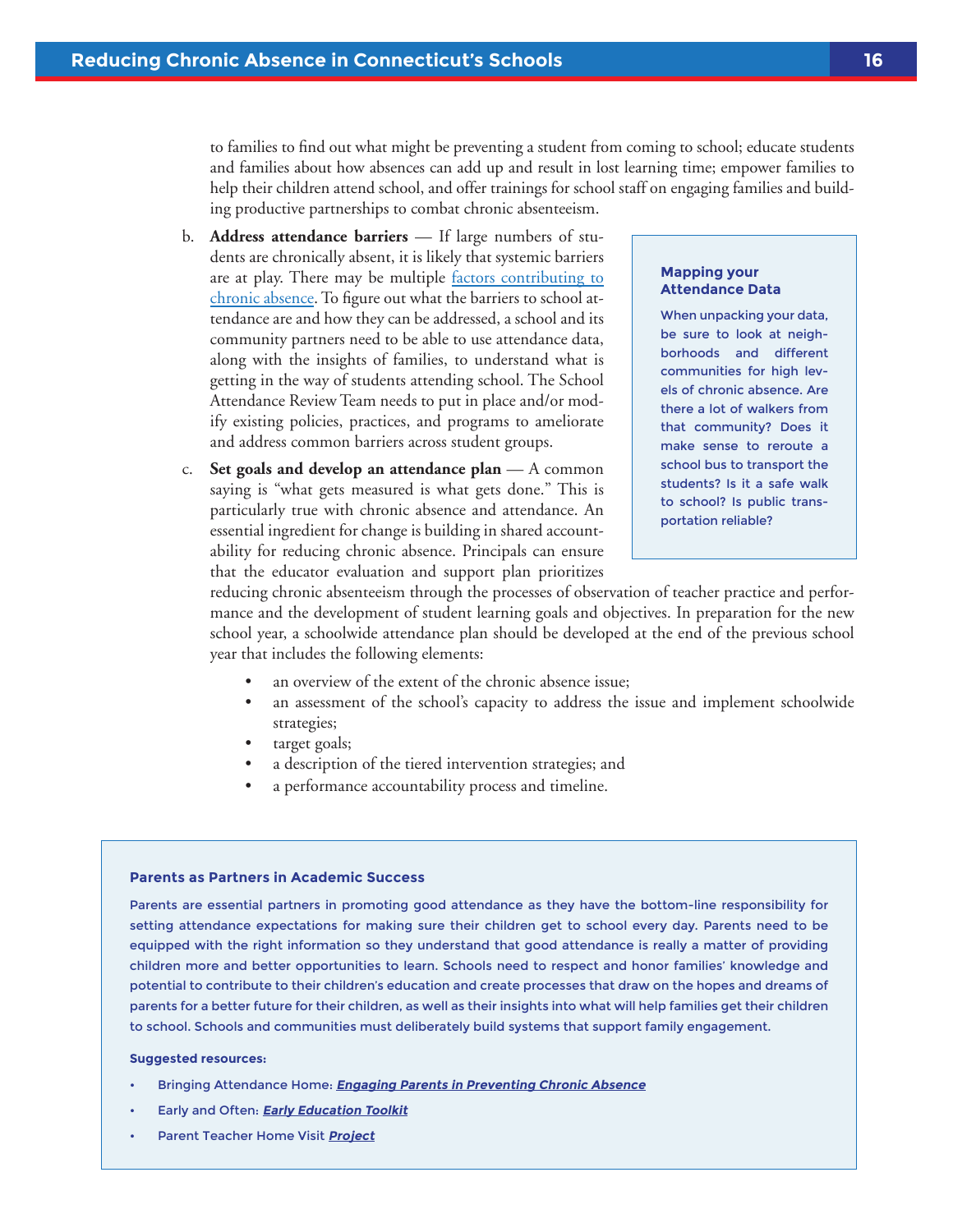to families to find out what might be preventing a student from coming to school; educate students and families about how absences can add up and result in lost learning time; empower families to help their children attend school, and offer trainings for school staff on engaging families and building productive partnerships to combat chronic absenteeism.

b. **Address attendance barriers** — If large numbers of students are chronically absent, it is likely that systemic barriers are at play. There may be multiple factors contributing to chronic absence. To figure out what the barriers to school attendance are and how they can be addressed, a school and its community partners need to be able to use attendance data, along with the insights of families, to understand what is getting in the way of students attending school. The School Attendance Review Team needs to put in place and/or modify existing policies, practices, and programs to ameliorate and address common barriers across student groups.

c. **Set goals and develop an attendance plan** — A common saying is "what gets measured is what gets done." This is particularly true with chronic absence and attendance. An essential ingredient for change is building in shared accountability for reducing chronic absence. Principals can ensure that the educator evaluation and support plan prioritizes reducing chronic absenteeism through the processes of observation of teacher practice and performance and the development of student learning goals and objectives. In preparation for the new school year, a schoolwide attendance plan should be developed at the end of the previous school year that includes the following elements:

- an overview of the extent of the chronic absence issue;
- an assessment of the school's capacity to address the issue and implement schoolwide strategies;
- target goals;
- a description of the tiered intervention strategies; and
- a performance accountability process and timeline.

**Mapping your Attendance Data**

When unpacking your data, be sure to look at neighborhoods and different communities for high levels of chronic absence. Are there a lot of walkers from that community? Does it make sense to reroute a school bus to transport the students? Is it a safe walk to school? Is public transportation reliable?

**Parents as Partners in Academic Success**

Parents are essential partners in promoting good attendance as they have the bottom-line responsibility for setting attendance expectations for making sure their children get to school every day. Parents need to be equipped with the right information so they understand that good attendance is really a matter of providing children more and better opportunities to learn. Schools need to respect and honor families' knowledge and potential to contribute to their children's education and create processes that draw on the hopes and dreams of parents for a better future for their children, as well as their insights into what will help families get their children to school. Schools and communities must deliberately build systems that support family engagement.

**Suggested resources:**

- Bringing Attendance Home: ***Engaging Parents in Preventing Chronic Absence***
- Early and Often: ***Early Education Toolkit***
- Parent Teacher Home Visit ***Project***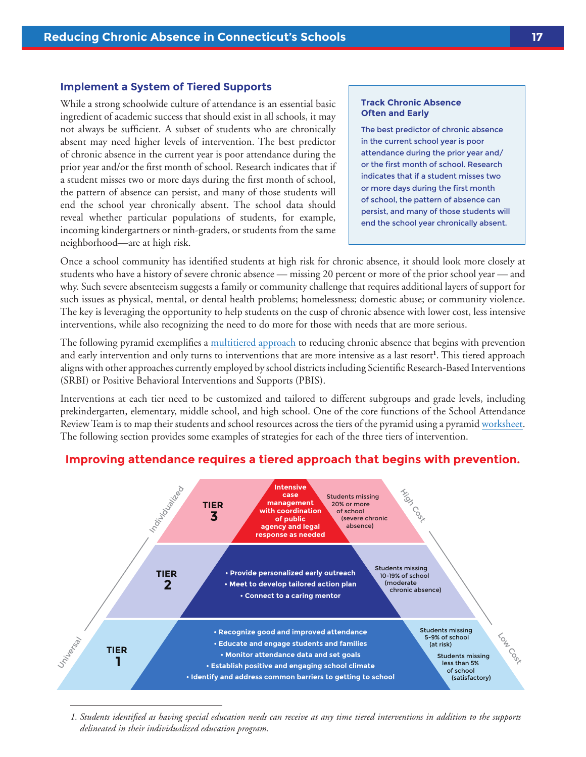## Implement a System of Tiered Supports

While a strong schoolwide culture of attendance is an essential basic ingredient of academic success that should exist in all schools, it may not always be sufficient. A subset of students who are chronically absent may need higher levels of intervention. The best predictor of chronic absence in the current year is poor attendance during the prior year and/or the first month of school. Research indicates that if a student misses two or more days during the first month of school, the pattern of absence can persist, and many of those students will end the school year chronically absent. The school data should reveal whether particular populations of students, for example, incoming kindergartners or ninth-graders, or students from the same neighborhood—are at high risk.

> **Track Chronic Absence Often and Early**
>
> The best predictor of chronic absence in the current school year is poor attendance during the prior year and/or the first month of school. Research indicates that if a student misses two or more days during the first month of school, the pattern of absence can persist, and many of those students will end the school year chronically absent.

Once a school community has identified students at high risk for chronic absence, it should look more closely at students who have a history of severe chronic absence — missing 20 percent or more of the prior school year — and why. Such severe absenteeism suggests a family or community challenge that requires additional layers of support for such issues as physical, mental, or dental health problems; homelessness; domestic abuse; or community violence. The key is leveraging the opportunity to help students on the cusp of chronic absence with lower cost, less intensive interventions, while also recognizing the need to do more for those with needs that are more serious.

The following pyramid exemplifies a multitiered approach to reducing chronic absence that begins with prevention and early intervention and only turns to interventions that are more intensive as a last resort[1]. This tiered approach aligns with other approaches currently employed by school districts including Scientific Research-Based Interventions (SRBI) or Positive Behavioral Interventions and Supports (PBIS).

Interventions at each tier need to be customized and tailored to different subgroups and grade levels, including prekindergarten, elementary, middle school, and high school. One of the core functions of the School Attendance Review Team is to map their students and school resources across the tiers of the pyramid using a pyramid worksheet. The following section provides some examples of strategies for each of the three tiers of intervention.

**Improving attendance requires a tiered approach that begins with prevention.**

| Tier | Interventions | Students |
|---|---|---|
| TIER 3 | Intensive case management with coordination of public agency and legal response as needed | Students missing 20% or more of school (severe chronic absence) |
| TIER 2 | • Provide personalized early outreach<br>• Meet to develop tailored action plan<br>• Connect to a caring mentor | Students missing 10-19% of school (moderate chronic absence) |
| TIER 1 | • Recognize good and improved attendance<br>• Educate and engage students and families<br>• Monitor attendance data and set goals<br>• Establish positive and engaging school climate<br>• Identify and address common barriers to getting to school | Students missing 5-9% of school (at risk)<br>Students missing less than 5% of school (satisfactory) |

(Scale: Universal → Individualized; Low Cost → High Cost)

1. *Students identified as having special education needs can receive at any time tiered interventions in addition to the supports delineated in their individualized education program.*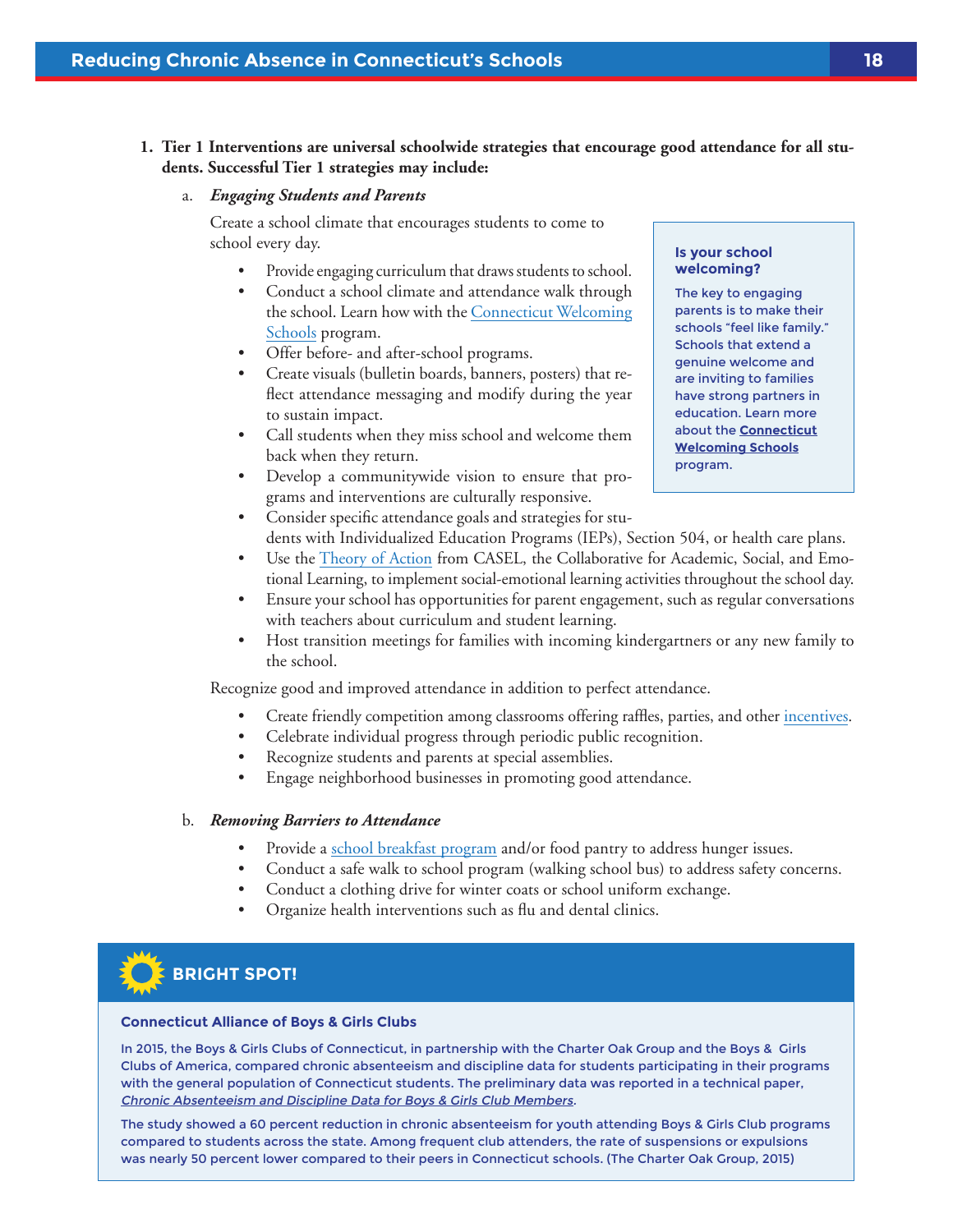1. **Tier 1 Interventions are universal schoolwide strategies that encourage good attendance for all students. Successful Tier 1 strategies may include:**

   a. ***Engaging Students and Parents***

   Create a school climate that encourages students to come to school every day.

   - Provide engaging curriculum that draws students to school.
   - Conduct a school climate and attendance walk through the school. Learn how with the [Connecticut Welcoming Schools](#) program.
   - Offer before- and after-school programs.
   - Create visuals (bulletin boards, banners, posters) that reflect attendance messaging and modify during the year to sustain impact.
   - Call students when they miss school and welcome them back when they return.
   - Develop a communitywide vision to ensure that programs and interventions are culturally responsive.
   - Consider specific attendance goals and strategies for students with Individualized Education Programs (IEPs), Section 504, or health care plans.
   - Use the [Theory of Action](#) from CASEL, the Collaborative for Academic, Social, and Emotional Learning, to implement social-emotional learning activities throughout the school day.
   - Ensure your school has opportunities for parent engagement, such as regular conversations with teachers about curriculum and student learning.
   - Host transition meetings for families with incoming kindergartners or any new family to the school.

   Recognize good and improved attendance in addition to perfect attendance.

   - Create friendly competition among classrooms offering raffles, parties, and other [incentives](#).
   - Celebrate individual progress through periodic public recognition.
   - Recognize students and parents at special assemblies.
   - Engage neighborhood businesses in promoting good attendance.

   b. ***Removing Barriers to Attendance***

   - Provide a [school breakfast program](#) and/or food pantry to address hunger issues.
   - Conduct a safe walk to school program (walking school bus) to address safety concerns.
   - Conduct a clothing drive for winter coats or school uniform exchange.
   - Organize health interventions such as flu and dental clinics.

> **Is your school welcoming?**
>
> The key to engaging parents is to make their schools "feel like family." Schools that extend a genuine welcome and are inviting to families have strong partners in education. Learn more about the **[Connecticut Welcoming Schools](#)** program.

## BRIGHT SPOT!

### Connecticut Alliance of Boys & Girls Clubs

In 2015, the Boys & Girls Clubs of Connecticut, in partnership with the Charter Oak Group and the Boys & Girls Clubs of America, compared chronic absenteeism and discipline data for students participating in their programs with the general population of Connecticut students. The preliminary data was reported in a technical paper, *[Chronic Absenteeism and Discipline Data for Boys & Girls Club Members](#)*.

The study showed a 60 percent reduction in chronic absenteeism for youth attending Boys & Girls Club programs compared to students across the state. Among frequent club attenders, the rate of suspensions or expulsions was nearly 50 percent lower compared to their peers in Connecticut schools. (The Charter Oak Group, 2015)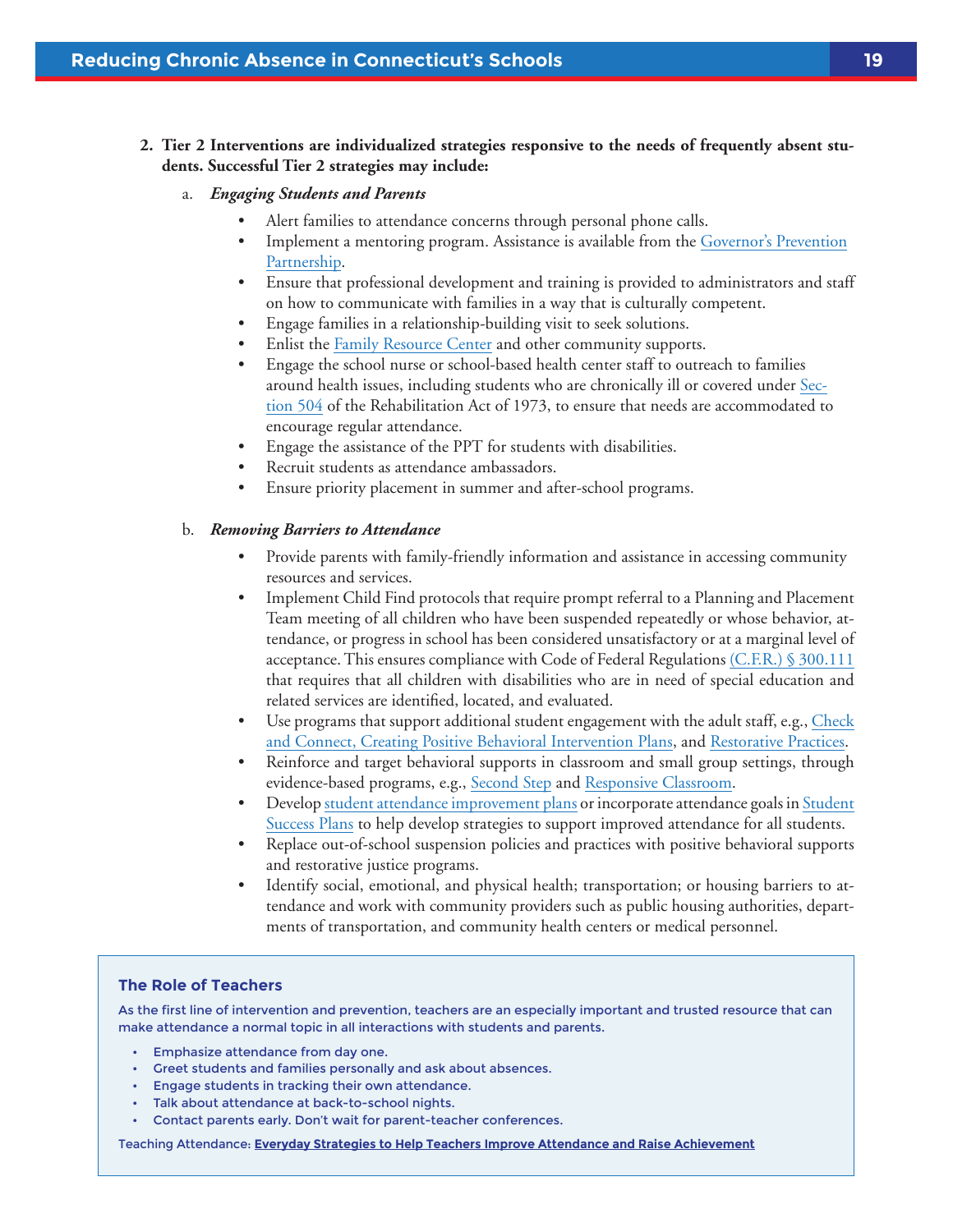2. **Tier 2 Interventions are individualized strategies responsive to the needs of frequently absent students. Successful Tier 2 strategies may include:**

   a. ***Engaging Students and Parents***

   - Alert families to attendance concerns through personal phone calls.
   - Implement a mentoring program. Assistance is available from the Governor's Prevention Partnership.
   - Ensure that professional development and training is provided to administrators and staff on how to communicate with families in a way that is culturally competent.
   - Engage families in a relationship-building visit to seek solutions.
   - Enlist the Family Resource Center and other community supports.
   - Engage the school nurse or school-based health center staff to outreach to families around health issues, including students who are chronically ill or covered under Section 504 of the Rehabilitation Act of 1973, to ensure that needs are accommodated to encourage regular attendance.
   - Engage the assistance of the PPT for students with disabilities.
   - Recruit students as attendance ambassadors.
   - Ensure priority placement in summer and after-school programs.

   b. ***Removing Barriers to Attendance***

   - Provide parents with family-friendly information and assistance in accessing community resources and services.
   - Implement Child Find protocols that require prompt referral to a Planning and Placement Team meeting of all children who have been suspended repeatedly or whose behavior, attendance, or progress in school has been considered unsatisfactory or at a marginal level of acceptance. This ensures compliance with Code of Federal Regulations (C.F.R.) § 300.111 that requires that all children with disabilities who are in need of special education and related services are identified, located, and evaluated.
   - Use programs that support additional student engagement with the adult staff, e.g., Check and Connect, Creating Positive Behavioral Intervention Plans, and Restorative Practices.
   - Reinforce and target behavioral supports in classroom and small group settings, through evidence-based programs, e.g., Second Step and Responsive Classroom.
   - Develop student attendance improvement plans or incorporate attendance goals in Student Success Plans to help develop strategies to support improved attendance for all students.
   - Replace out-of-school suspension policies and practices with positive behavioral supports and restorative justice programs.
   - Identify social, emotional, and physical health; transportation; or housing barriers to attendance and work with community providers such as public housing authorities, departments of transportation, and community health centers or medical personnel.

### The Role of Teachers

As the first line of intervention and prevention, teachers are an especially important and trusted resource that can make attendance a normal topic in all interactions with students and parents.

- Emphasize attendance from day one.
- Greet students and families personally and ask about absences.
- Engage students in tracking their own attendance.
- Talk about attendance at back-to-school nights.
- Contact parents early. Don't wait for parent-teacher conferences.

Teaching Attendance: **Everyday Strategies to Help Teachers Improve Attendance and Raise Achievement**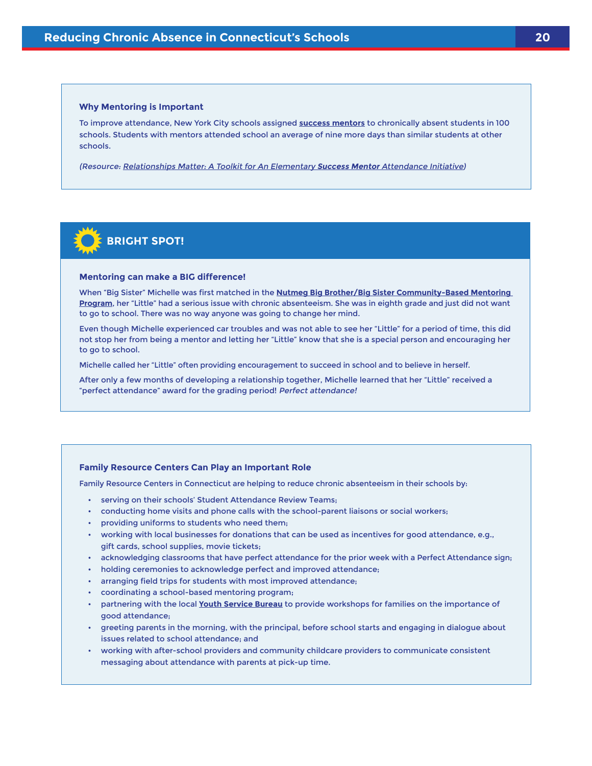### Why Mentoring is Important

To improve attendance, New York City schools assigned **success mentors** to chronically absent students in 100 schools. Students with mentors attended school an average of nine more days than similar students at other schools.

*(Resource: Relationships Matter: A Toolkit for An Elementary **Success Mentor** Attendance Initiative)*

## BRIGHT SPOT!

### Mentoring can make a BIG difference!

When "Big Sister" Michelle was first matched in the **Nutmeg Big Brother/Big Sister Community-Based Mentoring Program**, her "Little" had a serious issue with chronic absenteeism. She was in eighth grade and just did not want to go to school. There was no way anyone was going to change her mind.

Even though Michelle experienced car troubles and was not able to see her "Little" for a period of time, this did not stop her from being a mentor and letting her "Little" know that she is a special person and encouraging her to go to school.

Michelle called her "Little" often providing encouragement to succeed in school and to believe in herself.

After only a few months of developing a relationship together, Michelle learned that her "Little" received a "perfect attendance" award for the grading period! *Perfect attendance!*

### Family Resource Centers Can Play an Important Role

Family Resource Centers in Connecticut are helping to reduce chronic absenteeism in their schools by:

- serving on their schools' Student Attendance Review Teams;
- conducting home visits and phone calls with the school-parent liaisons or social workers;
- providing uniforms to students who need them;
- working with local businesses for donations that can be used as incentives for good attendance, e.g., gift cards, school supplies, movie tickets;
- acknowledging classrooms that have perfect attendance for the prior week with a Perfect Attendance sign;
- holding ceremonies to acknowledge perfect and improved attendance;
- arranging field trips for students with most improved attendance;
- coordinating a school-based mentoring program;
- partnering with the local **Youth Service Bureau** to provide workshops for families on the importance of good attendance;
- greeting parents in the morning, with the principal, before school starts and engaging in dialogue about issues related to school attendance; and
- working with after-school providers and community childcare providers to communicate consistent messaging about attendance with parents at pick-up time.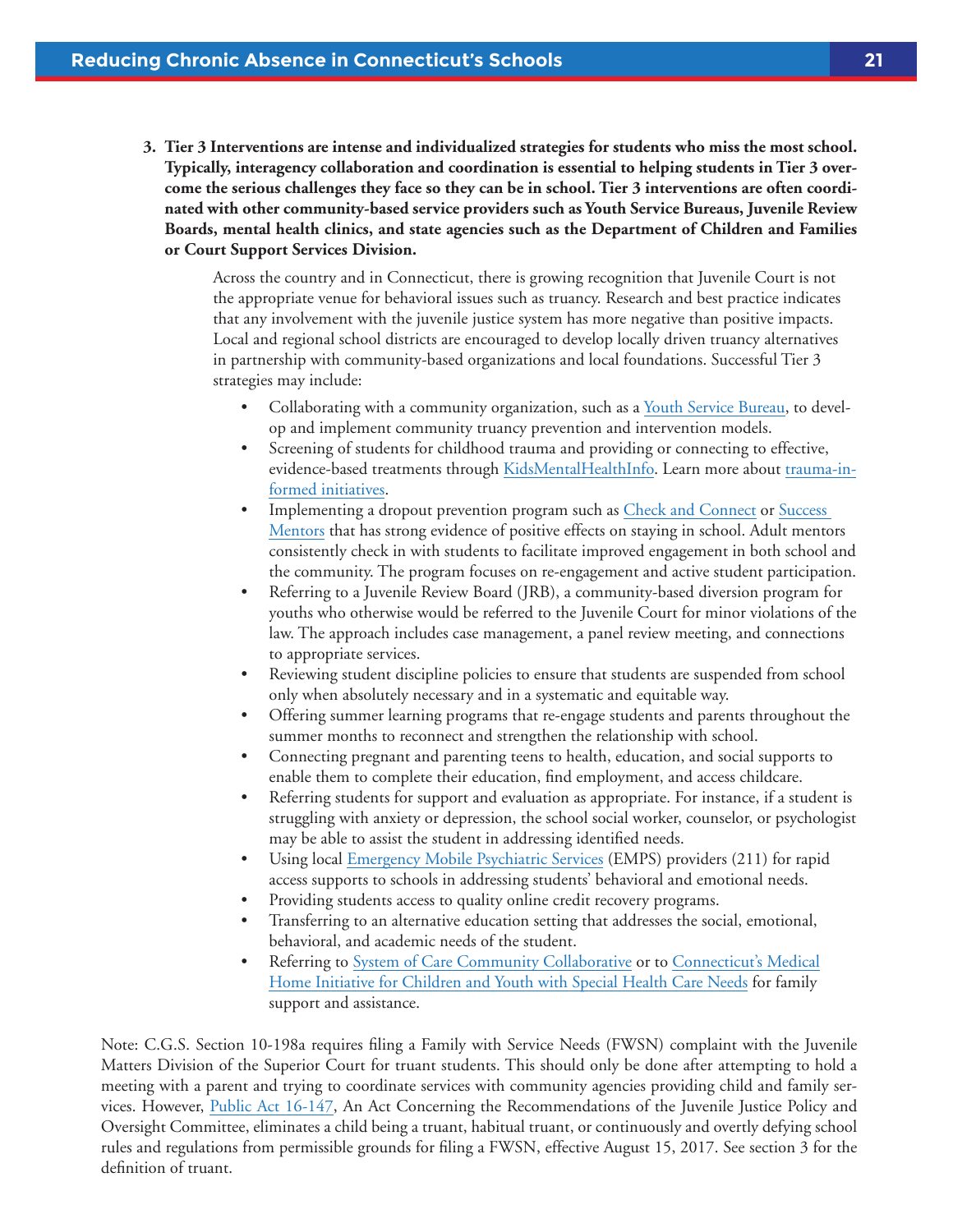3. **Tier 3 Interventions are intense and individualized strategies for students who miss the most school. Typically, interagency collaboration and coordination is essential to helping students in Tier 3 overcome the serious challenges they face so they can be in school. Tier 3 interventions are often coordinated with other community-based service providers such as Youth Service Bureaus, Juvenile Review Boards, mental health clinics, and state agencies such as the Department of Children and Families or Court Support Services Division.**

   Across the country and in Connecticut, there is growing recognition that Juvenile Court is not the appropriate venue for behavioral issues such as truancy. Research and best practice indicates that any involvement with the juvenile justice system has more negative than positive impacts. Local and regional school districts are encouraged to develop locally driven truancy alternatives in partnership with community-based organizations and local foundations. Successful Tier 3 strategies may include:

   - Collaborating with a community organization, such as a Youth Service Bureau, to develop and implement community truancy prevention and intervention models.
   - Screening of students for childhood trauma and providing or connecting to effective, evidence-based treatments through KidsMentalHealthInfo. Learn more about trauma-informed initiatives.
   - Implementing a dropout prevention program such as Check and Connect or Success Mentors that has strong evidence of positive effects on staying in school. Adult mentors consistently check in with students to facilitate improved engagement in both school and the community. The program focuses on re-engagement and active student participation.
   - Referring to a Juvenile Review Board (JRB), a community-based diversion program for youths who otherwise would be referred to the Juvenile Court for minor violations of the law. The approach includes case management, a panel review meeting, and connections to appropriate services.
   - Reviewing student discipline policies to ensure that students are suspended from school only when absolutely necessary and in a systematic and equitable way.
   - Offering summer learning programs that re-engage students and parents throughout the summer months to reconnect and strengthen the relationship with school.
   - Connecting pregnant and parenting teens to health, education, and social supports to enable them to complete their education, find employment, and access childcare.
   - Referring students for support and evaluation as appropriate. For instance, if a student is struggling with anxiety or depression, the school social worker, counselor, or psychologist may be able to assist the student in addressing identified needs.
   - Using local Emergency Mobile Psychiatric Services (EMPS) providers (211) for rapid access supports to schools in addressing students' behavioral and emotional needs.
   - Providing students access to quality online credit recovery programs.
   - Transferring to an alternative education setting that addresses the social, emotional, behavioral, and academic needs of the student.
   - Referring to System of Care Community Collaborative or to Connecticut's Medical Home Initiative for Children and Youth with Special Health Care Needs for family support and assistance.

Note: C.G.S. Section 10-198a requires filing a Family with Service Needs (FWSN) complaint with the Juvenile Matters Division of the Superior Court for truant students. This should only be done after attempting to hold a meeting with a parent and trying to coordinate services with community agencies providing child and family services. However, Public Act 16-147, An Act Concerning the Recommendations of the Juvenile Justice Policy and Oversight Committee, eliminates a child being a truant, habitual truant, or continuously and overtly defying school rules and regulations from permissible grounds for filing a FWSN, effective August 15, 2017. See section 3 for the definition of truant.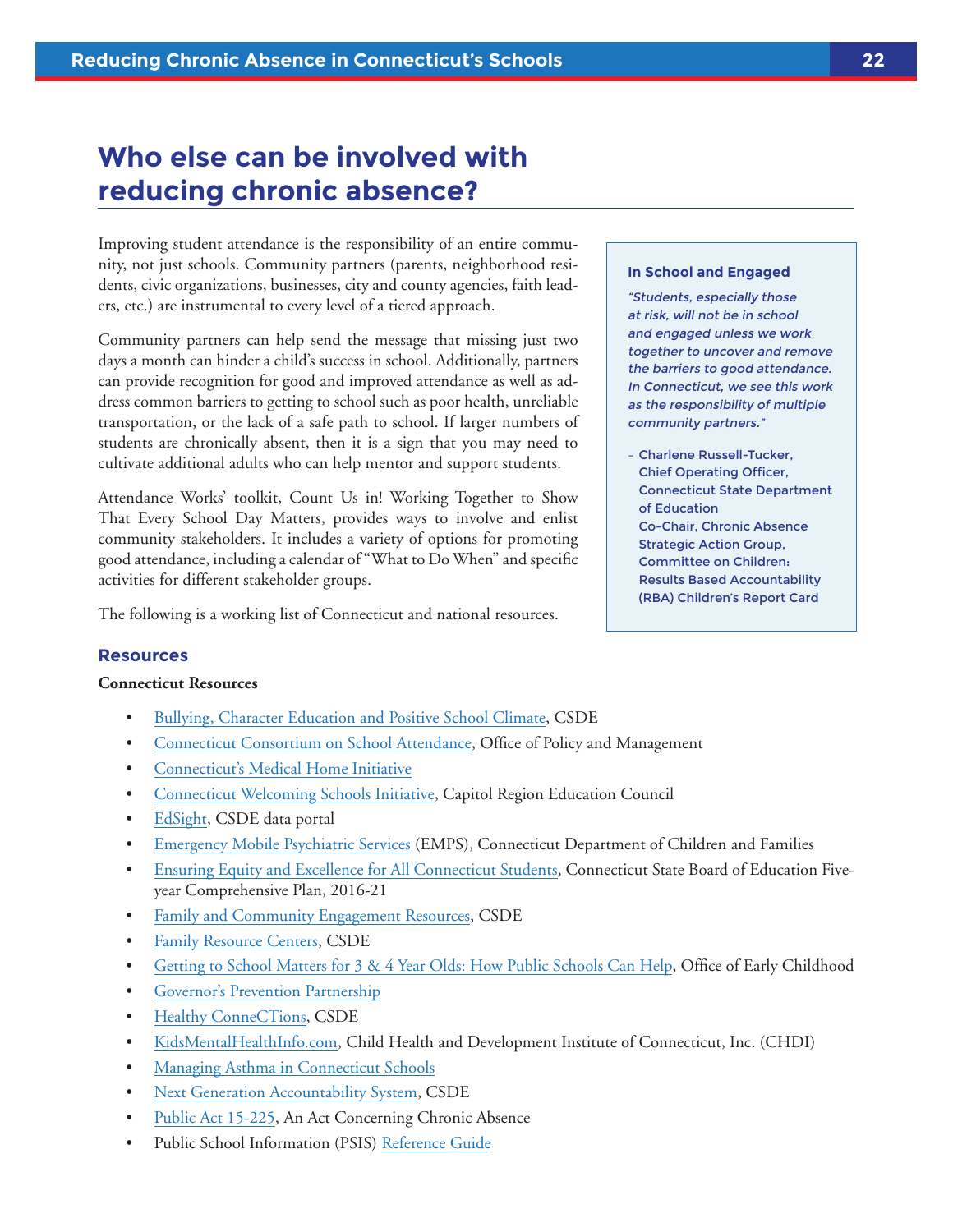# Who else can be involved with reducing chronic absence?

Improving student attendance is the responsibility of an entire community, not just schools. Community partners (parents, neighborhood residents, civic organizations, businesses, city and county agencies, faith leaders, etc.) are instrumental to every level of a tiered approach.

Community partners can help send the message that missing just two days a month can hinder a child's success in school. Additionally, partners can provide recognition for good and improved attendance as well as address common barriers to getting to school such as poor health, unreliable transportation, or the lack of a safe path to school. If larger numbers of students are chronically absent, then it is a sign that you may need to cultivate additional adults who can help mentor and support students.

Attendance Works' toolkit, Count Us in! Working Together to Show That Every School Day Matters, provides ways to involve and enlist community stakeholders. It includes a variety of options for promoting good attendance, including a calendar of "What to Do When" and specific activities for different stakeholder groups.

The following is a working list of Connecticut and national resources.

> **In School and Engaged**
>
> *"Students, especially those at risk, will not be in school and engaged unless we work together to uncover and remove the barriers to good attendance. In Connecticut, we see this work as the responsibility of multiple community partners."*
>
> – Charlene Russell-Tucker, Chief Operating Officer, Connecticut State Department of Education
> Co-Chair, Chronic Absence Strategic Action Group, Committee on Children: Results Based Accountability (RBA) Children's Report Card

## Resources

**Connecticut Resources**

- Bullying, Character Education and Positive School Climate, CSDE
- Connecticut Consortium on School Attendance, Office of Policy and Management
- Connecticut's Medical Home Initiative
- Connecticut Welcoming Schools Initiative, Capitol Region Education Council
- EdSight, CSDE data portal
- Emergency Mobile Psychiatric Services (EMPS), Connecticut Department of Children and Families
- Ensuring Equity and Excellence for All Connecticut Students, Connecticut State Board of Education Five-year Comprehensive Plan, 2016-21
- Family and Community Engagement Resources, CSDE
- Family Resource Centers, CSDE
- Getting to School Matters for 3 & 4 Year Olds: How Public Schools Can Help, Office of Early Childhood
- Governor's Prevention Partnership
- Healthy ConneCTions, CSDE
- KidsMentalHealthInfo.com, Child Health and Development Institute of Connecticut, Inc. (CHDI)
- Managing Asthma in Connecticut Schools
- Next Generation Accountability System, CSDE
- Public Act 15-225, An Act Concerning Chronic Absence
- Public School Information (PSIS) Reference Guide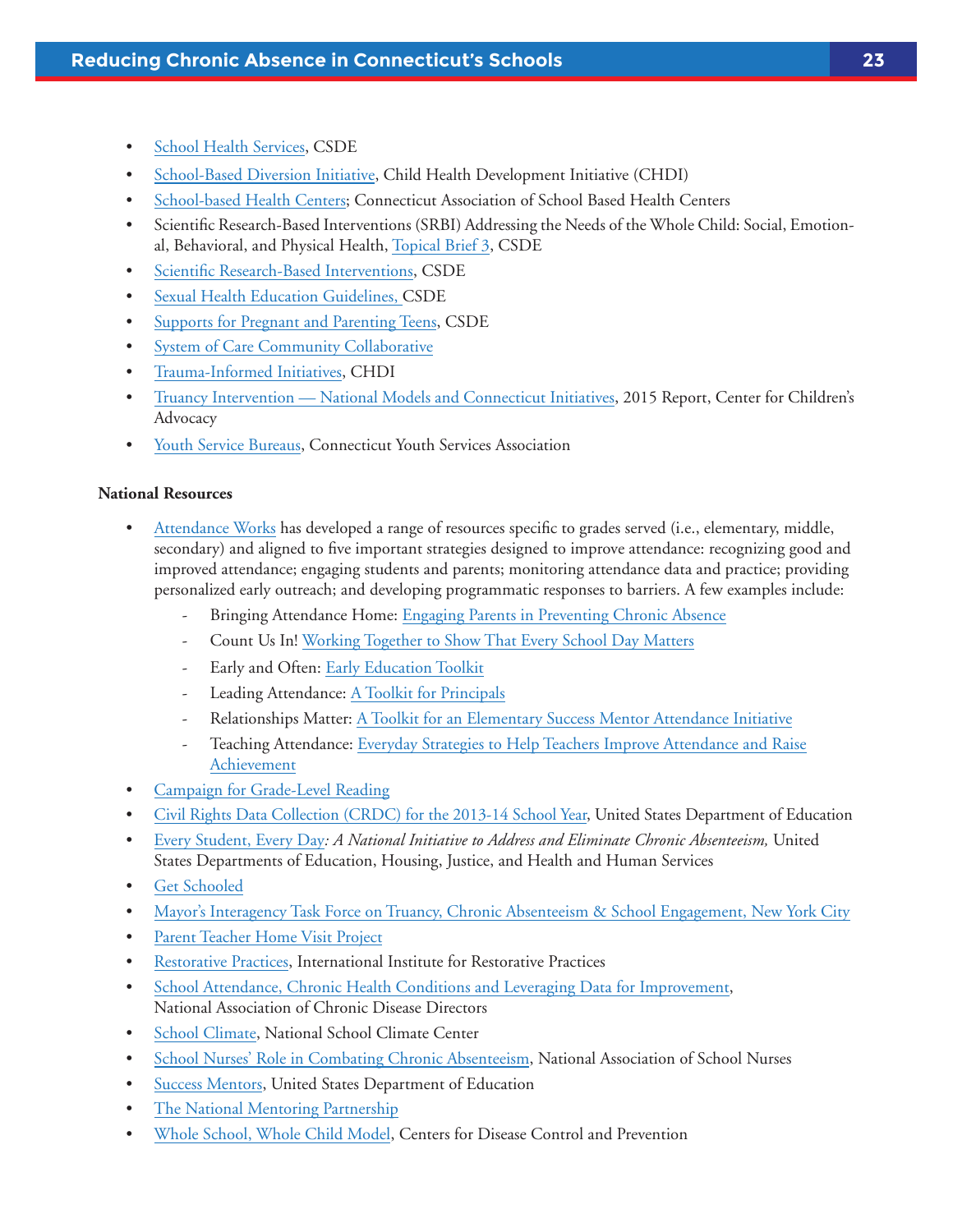- School Health Services, CSDE
- School-Based Diversion Initiative, Child Health Development Initiative (CHDI)
- School-based Health Centers; Connecticut Association of School Based Health Centers
- Scientific Research-Based Interventions (SRBI) Addressing the Needs of the Whole Child: Social, Emotional, Behavioral, and Physical Health, Topical Brief 3, CSDE
- Scientific Research-Based Interventions, CSDE
- Sexual Health Education Guidelines, CSDE
- Supports for Pregnant and Parenting Teens, CSDE
- System of Care Community Collaborative
- Trauma-Informed Initiatives, CHDI
- Truancy Intervention — National Models and Connecticut Initiatives, 2015 Report, Center for Children's Advocacy
- Youth Service Bureaus, Connecticut Youth Services Association

**National Resources**

- Attendance Works has developed a range of resources specific to grades served (i.e., elementary, middle, secondary) and aligned to five important strategies designed to improve attendance: recognizing good and improved attendance; engaging students and parents; monitoring attendance data and practice; providing personalized early outreach; and developing programmatic responses to barriers. A few examples include:
  - Bringing Attendance Home: Engaging Parents in Preventing Chronic Absence
  - Count Us In! Working Together to Show That Every School Day Matters
  - Early and Often: Early Education Toolkit
  - Leading Attendance: A Toolkit for Principals
  - Relationships Matter: A Toolkit for an Elementary Success Mentor Attendance Initiative
  - Teaching Attendance: Everyday Strategies to Help Teachers Improve Attendance and Raise Achievement
- Campaign for Grade-Level Reading
- Civil Rights Data Collection (CRDC) for the 2013-14 School Year, United States Department of Education
- Every Student, Every Day*: A National Initiative to Address and Eliminate Chronic Absenteeism,* United States Departments of Education, Housing, Justice, and Health and Human Services
- Get Schooled
- Mayor's Interagency Task Force on Truancy, Chronic Absenteeism & School Engagement, New York City
- Parent Teacher Home Visit Project
- Restorative Practices, International Institute for Restorative Practices
- School Attendance, Chronic Health Conditions and Leveraging Data for Improvement, National Association of Chronic Disease Directors
- School Climate, National School Climate Center
- School Nurses' Role in Combating Chronic Absenteeism, National Association of School Nurses
- Success Mentors, United States Department of Education
- The National Mentoring Partnership
- Whole School, Whole Child Model, Centers for Disease Control and Prevention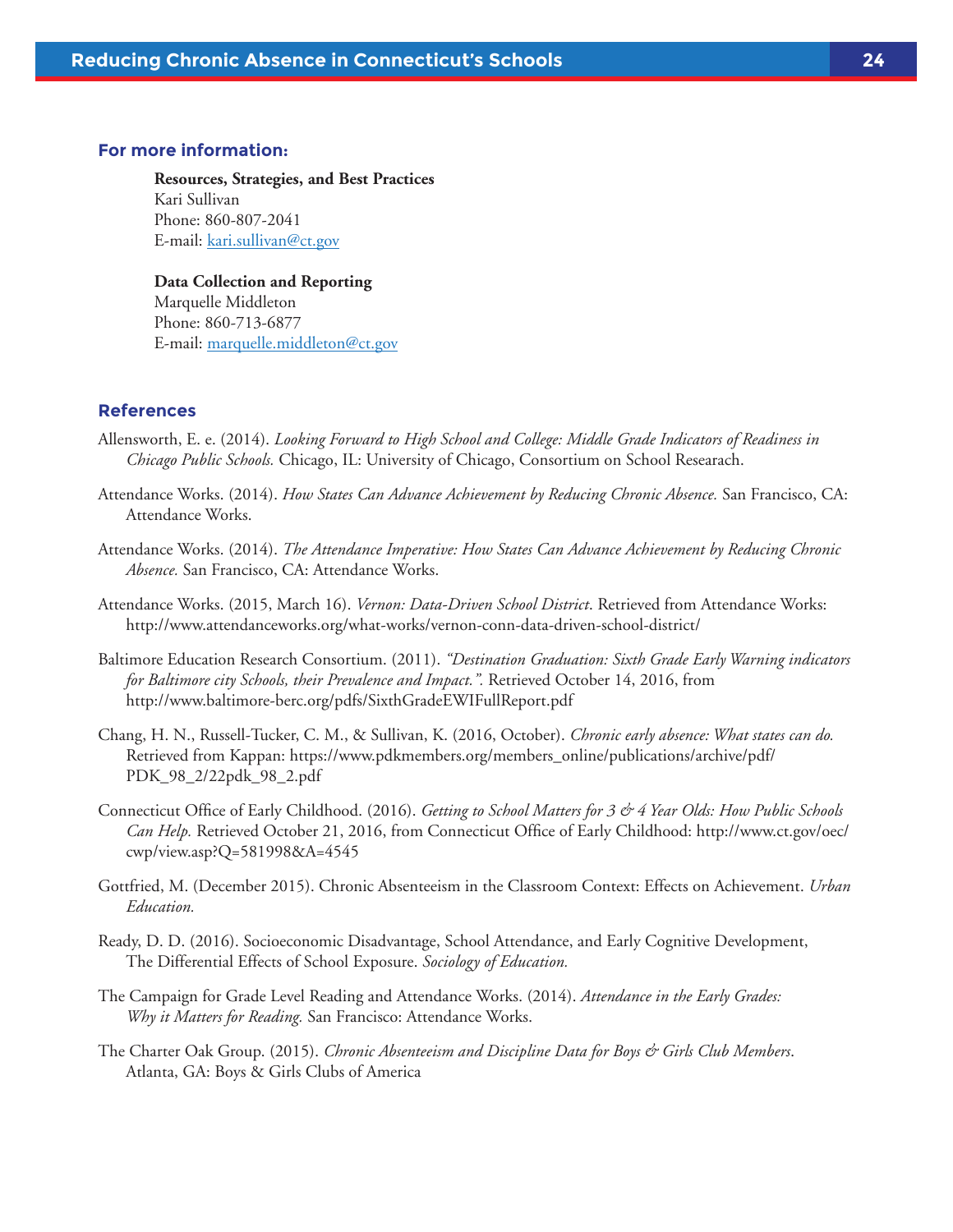## For more information:

**Resources, Strategies, and Best Practices**
Kari Sullivan
Phone: 860-807-2041
E-mail: kari.sullivan@ct.gov

**Data Collection and Reporting**
Marquelle Middleton
Phone: 860-713-6877
E-mail: marquelle.middleton@ct.gov

## References

Allensworth, E. e. (2014). *Looking Forward to High School and College: Middle Grade Indicators of Readiness in Chicago Public Schools.* Chicago, IL: University of Chicago, Consortium on School Researach.

Attendance Works. (2014). *How States Can Advance Achievement by Reducing Chronic Absence.* San Francisco, CA: Attendance Works.

Attendance Works. (2014). *The Attendance Imperative: How States Can Advance Achievement by Reducing Chronic Absence.* San Francisco, CA: Attendance Works.

Attendance Works. (2015, March 16). *Vernon: Data-Driven School District*. Retrieved from Attendance Works: http://www.attendanceworks.org/what-works/vernon-conn-data-driven-school-district/

Baltimore Education Research Consortium. (2011). *"Destination Graduation: Sixth Grade Early Warning indicators for Baltimore city Schools, their Prevalence and Impact.".* Retrieved October 14, 2016, from http://www.baltimore-berc.org/pdfs/SixthGradeEWIFullReport.pdf

Chang, H. N., Russell-Tucker, C. M., & Sullivan, K. (2016, October). *Chronic early absence: What states can do.* Retrieved from Kappan: https://www.pdkmembers.org/members_online/publications/archive/pdf/PDK_98_2/22pdk_98_2.pdf

Connecticut Office of Early Childhood. (2016). *Getting to School Matters for 3 & 4 Year Olds: How Public Schools Can Help.* Retrieved October 21, 2016, from Connecticut Office of Early Childhood: http://www.ct.gov/oec/cwp/view.asp?Q=581998&A=4545

Gottfried, M. (December 2015). Chronic Absenteeism in the Classroom Context: Effects on Achievement. *Urban Education.*

Ready, D. D. (2016). Socioeconomic Disadvantage, School Attendance, and Early Cognitive Development, The Differential Effects of School Exposure. *Sociology of Education.*

The Campaign for Grade Level Reading and Attendance Works. (2014). *Attendance in the Early Grades: Why it Matters for Reading.* San Francisco: Attendance Works.

The Charter Oak Group. (2015). *Chronic Absenteeism and Discipline Data for Boys & Girls Club Members*. Atlanta, GA: Boys & Girls Clubs of America